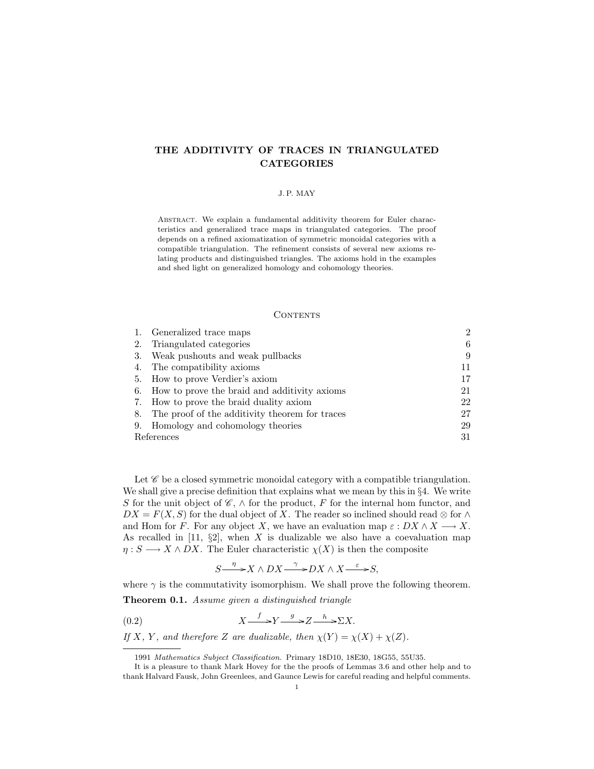# THE ADDITIVITY OF TRACES IN TRIANGULATED CATEGORIES

J. P. MAY

Abstract. We explain a fundamental additivity theorem for Euler characteristics and generalized trace maps in triangulated categories. The proof depends on a refined axiomatization of symmetric monoidal categories with a compatible triangulation. The refinement consists of several new axioms relating products and distinguished triangles. The axioms hold in the examples and shed light on generalized homology and cohomology theories.

## Contents

1. Generalized trace maps 2
2. Triangulated categories 6
3. Weak pushouts and weak pullbacks 9
4. The compatibility axioms 11
5. How to prove Verdier's axiom 17
6. How to prove the braid and additivity axioms 21
7. How to prove the braid duality axiom 22
8. The proof of the additivity theorem for traces 27
9. Homology and cohomology theories 29

References 31

Let $\mathscr{C}$ be a closed symmetric monoidal category with a compatible triangulation. We shall give a precise definition that explains what we mean by this in §4. We write $S$ for the unit object of $\mathscr{C}$, $\wedge$ for the product, $F$ for the internal hom functor, and $DX = F(X,S)$ for the dual object of $X$. The reader so inclined should read $\otimes$ for $\wedge$ and Hom for $F$. For any object $X$, we have an evaluation map $\varepsilon : DX \wedge X \longrightarrow X$. As recalled in [11, §2], when $X$ is dualizable we also have a coevaluation map $\eta : S \longrightarrow X \wedge DX$. The Euler characteristic $\chi(X)$ is then the composite

$$S \xrightarrow{\eta} X \wedge DX \xrightarrow{\gamma} DX \wedge X \xrightarrow{\varepsilon} S,$$

where $\gamma$ is the commutativity isomorphism. We shall prove the following theorem.

**Theorem 0.1.** *Assume given a distinguished triangle*

$$X \xrightarrow{f} Y \xrightarrow{g} Z \xrightarrow{h} \Sigma X. \tag{0.2}$$

*If $X$, $Y$, and therefore $Z$ are dualizable, then $\chi(Y) = \chi(X) + \chi(Z)$.*

---

1991 *Mathematics Subject Classification.* Primary 18D10, 18E30, 18G55, 55U35.

It is a pleasure to thank Mark Hovey for the the proofs of Lemmas 3.6 and other help and to thank Halvard Fausk, John Greenlees, and Gaunce Lewis for careful reading and helpful comments.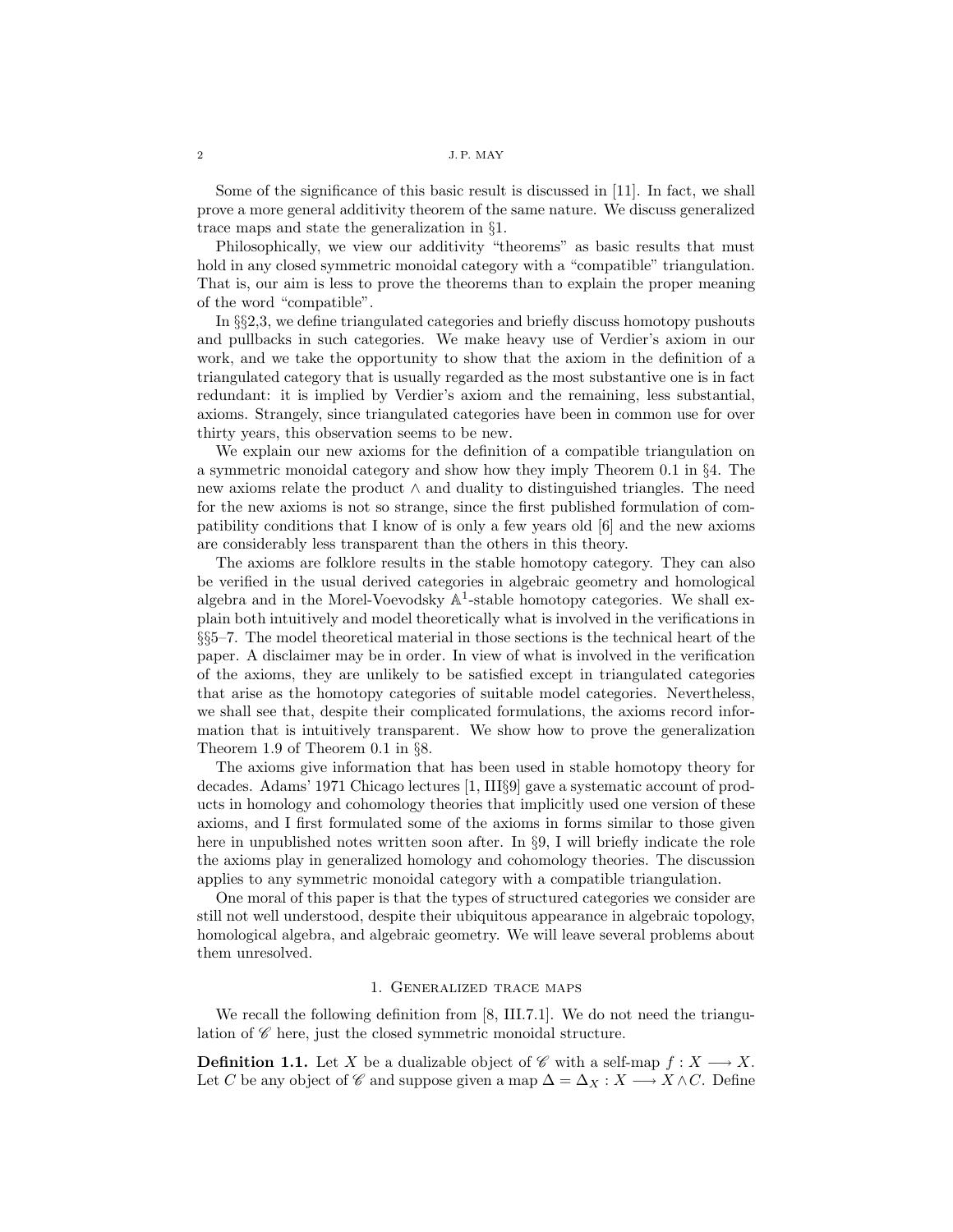Some of the significance of this basic result is discussed in [11]. In fact, we shall prove a more general additivity theorem of the same nature. We discuss generalized trace maps and state the generalization in §1.

Philosophically, we view our additivity "theorems" as basic results that must hold in any closed symmetric monoidal category with a "compatible" triangulation. That is, our aim is less to prove the theorems than to explain the proper meaning of the word "compatible".

In §§2,3, we define triangulated categories and briefly discuss homotopy pushouts and pullbacks in such categories. We make heavy use of Verdier's axiom in our work, and we take the opportunity to show that the axiom in the definition of a triangulated category that is usually regarded as the most substantive one is in fact redundant: it is implied by Verdier's axiom and the remaining, less substantial, axioms. Strangely, since triangulated categories have been in common use for over thirty years, this observation seems to be new.

We explain our new axioms for the definition of a compatible triangulation on a symmetric monoidal category and show how they imply Theorem 0.1 in §4. The new axioms relate the product $\wedge$ and duality to distinguished triangles. The need for the new axioms is not so strange, since the first published formulation of compatibility conditions that I know of is only a few years old [6] and the new axioms are considerably less transparent than the others in this theory.

The axioms are folklore results in the stable homotopy category. They can also be verified in the usual derived categories in algebraic geometry and homological algebra and in the Morel-Voevodsky $\mathbb{A}^1$-stable homotopy categories. We shall explain both intuitively and model theoretically what is involved in the verifications in §§5–7. The model theoretical material in those sections is the technical heart of the paper. A disclaimer may be in order. In view of what is involved in the verification of the axioms, they are unlikely to be satisfied except in triangulated categories that arise as the homotopy categories of suitable model categories. Nevertheless, we shall see that, despite their complicated formulations, the axioms record information that is intuitively transparent. We show how to prove the generalization Theorem 1.9 of Theorem 0.1 in §8.

The axioms give information that has been used in stable homotopy theory for decades. Adams' 1971 Chicago lectures [1, III§9] gave a systematic account of products in homology and cohomology theories that implicitly used one version of these axioms, and I first formulated some of the axioms in forms similar to those given here in unpublished notes written soon after. In §9, I will briefly indicate the role the axioms play in generalized homology and cohomology theories. The discussion applies to any symmetric monoidal category with a compatible triangulation.

One moral of this paper is that the types of structured categories we consider are still not well understood, despite their ubiquitous appearance in algebraic topology, homological algebra, and algebraic geometry. We will leave several problems about them unresolved.

## 1. Generalized trace maps

We recall the following definition from [8, III.7.1]. We do not need the triangulation of $\mathscr{C}$ here, just the closed symmetric monoidal structure.

**Definition 1.1.** Let $X$ be a dualizable object of $\mathscr{C}$ with a self-map $f : X \longrightarrow X$. Let $C$ be any object of $\mathscr{C}$ and suppose given a map $\Delta = \Delta_X : X \longrightarrow X \wedge C$. Define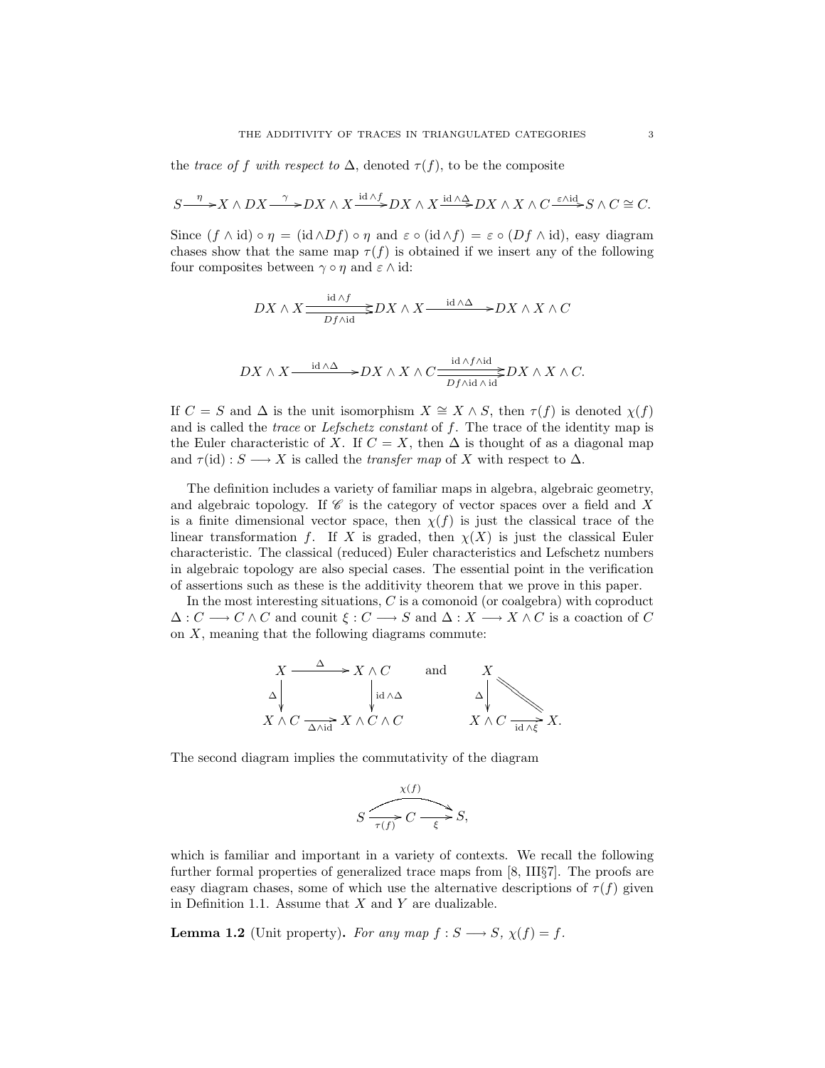the *trace of $f$ with respect to* $\Delta$, denoted $\tau(f)$, to be the composite

$$S \xrightarrow{\eta} X \wedge DX \xrightarrow{\gamma} DX \wedge X \xrightarrow{\mathrm{id}\wedge f} DX \wedge X \xrightarrow{\mathrm{id}\wedge\Delta} DX \wedge X \wedge C \xrightarrow{\varepsilon\wedge\mathrm{id}} S \wedge C \cong C.$$

Since $(f \wedge \mathrm{id}) \circ \eta = (\mathrm{id} \wedge Df) \circ \eta$ and $\varepsilon \circ (\mathrm{id} \wedge f) = \varepsilon \circ (Df \wedge \mathrm{id})$, easy diagram chases show that the same map $\tau(f)$ is obtained if we insert any of the following four composites between $\gamma \circ \eta$ and $\varepsilon \wedge \mathrm{id}$:

$$DX \wedge X \underset{Df\wedge\mathrm{id}}{\overset{\mathrm{id}\wedge f}{\rightrightarrows}} DX \wedge X \xrightarrow{\mathrm{id}\wedge\Delta} DX \wedge X \wedge C$$

$$DX \wedge X \xrightarrow{\mathrm{id}\wedge\Delta} DX \wedge X \wedge C \underset{Df\wedge\mathrm{id}\wedge\mathrm{id}}{\overset{\mathrm{id}\wedge f\wedge\mathrm{id}}{\rightrightarrows}} DX \wedge X \wedge C.$$

If $C = S$ and $\Delta$ is the unit isomorphism $X \cong X \wedge S$, then $\tau(f)$ is denoted $\chi(f)$ and is called the *trace* or *Lefschetz constant* of $f$. The trace of the identity map is the Euler characteristic of $X$. If $C = X$, then $\Delta$ is thought of as a diagonal map and $\tau(\mathrm{id}) : S \longrightarrow X$ is called the *transfer map* of $X$ with respect to $\Delta$.

The definition includes a variety of familiar maps in algebra, algebraic geometry, and algebraic topology. If $\mathscr{C}$ is the category of vector spaces over a field and $X$ is a finite dimensional vector space, then $\chi(f)$ is just the classical trace of the linear transformation $f$. If $X$ is graded, then $\chi(X)$ is just the classical Euler characteristic. The classical (reduced) Euler characteristics and Lefschetz numbers in algebraic topology are also special cases. The essential point in the verification of assertions such as these is the additivity theorem that we prove in this paper.

In the most interesting situations, $C$ is a comonoid (or coalgebra) with coproduct $\Delta : C \longrightarrow C \wedge C$ and counit $\xi : C \longrightarrow S$ and $\Delta : X \longrightarrow X \wedge C$ is a coaction of $C$ on $X$, meaning that the following diagrams commute:

$$\begin{array}{ccc} X & \xrightarrow{\Delta} & X \wedge C \\ {\scriptstyle\Delta}\downarrow & & \downarrow{\scriptstyle\mathrm{id}\wedge\Delta} \\ X \wedge C & \xrightarrow[\Delta\wedge\mathrm{id}]{} & X \wedge C \wedge C \end{array} \qquad \text{and} \qquad \begin{array}{ccc} X & & \\ {\scriptstyle\Delta}\downarrow & \searrow^{=} & \\ X \wedge C & \xrightarrow[\mathrm{id}\wedge\xi]{} & X. \end{array}$$

The second diagram implies the commutativity of the diagram

$$\chi(f) = \xi \circ \tau(f) : S \xrightarrow{\tau(f)} C \xrightarrow{\xi} S,$$

which is familiar and important in a variety of contexts. We recall the following further formal properties of generalized trace maps from [8, III§7]. The proofs are easy diagram chases, some of which use the alternative descriptions of $\tau(f)$ given in Definition 1.1. Assume that $X$ and $Y$ are dualizable.

**Lemma 1.2** (Unit property)**.** *For any map $f : S \longrightarrow S$, $\chi(f) = f$.*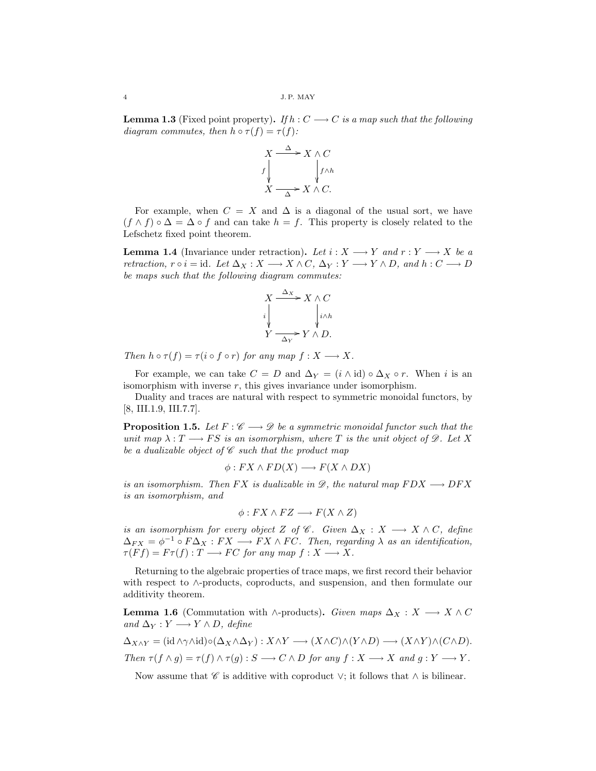**Lemma 1.3** (Fixed point property)**.** *If $h : C \longrightarrow C$ is a map such that the following diagram commutes, then $h \circ \tau(f) = \tau(f)$:*

$$\begin{array}{ccc} X & \xrightarrow{\Delta} & X \wedge C \\ {\scriptstyle f}\downarrow & & \downarrow{\scriptstyle f \wedge h} \\ X & \xrightarrow[\Delta]{} & X \wedge C. \end{array}$$

For example, when $C = X$ and $\Delta$ is a diagonal of the usual sort, we have $(f \wedge f) \circ \Delta = \Delta \circ f$ and can take $h = f$. This property is closely related to the Lefschetz fixed point theorem.

**Lemma 1.4** (Invariance under retraction)**.** *Let $i : X \longrightarrow Y$ and $r : Y \longrightarrow X$ be a retraction, $r \circ i = \mathrm{id}$. Let $\Delta_X : X \longrightarrow X \wedge C$, $\Delta_Y : Y \longrightarrow Y \wedge D$, and $h : C \longrightarrow D$ be maps such that the following diagram commutes:*

$$\begin{array}{ccc} X & \xrightarrow{\Delta_X} & X \wedge C \\ {\scriptstyle i}\downarrow & & \downarrow{\scriptstyle i \wedge h} \\ Y & \xrightarrow[\Delta_Y]{} & Y \wedge D. \end{array}$$

*Then $h \circ \tau(f) = \tau(i \circ f \circ r)$ for any map $f : X \longrightarrow X$.*

For example, we can take $C = D$ and $\Delta_Y = (i \wedge \mathrm{id}) \circ \Delta_X \circ r$. When $i$ is an isomorphism with inverse $r$, this gives invariance under isomorphism.

Duality and traces are natural with respect to symmetric monoidal functors, by [8, III.1.9, III.7.7].

**Proposition 1.5.** *Let $F : \mathscr{C} \longrightarrow \mathscr{D}$ be a symmetric monoidal functor such that the unit map $\lambda : T \longrightarrow FS$ is an isomorphism, where $T$ is the unit object of $\mathscr{D}$. Let $X$ be a dualizable object of $\mathscr{C}$ such that the product map*

$$\phi : FX \wedge FD(X) \longrightarrow F(X \wedge DX)$$

*is an isomorphism. Then $FX$ is dualizable in $\mathscr{D}$, the natural map $FDX \longrightarrow DFX$ is an isomorphism, and*

$$\phi : FX \wedge FZ \longrightarrow F(X \wedge Z)$$

*is an isomorphism for every object $Z$ of $\mathscr{C}$. Given $\Delta_X : X \longrightarrow X \wedge C$, define $\Delta_{FX} = \phi^{-1} \circ F\Delta_X : FX \longrightarrow FX \wedge FC$. Then, regarding $\lambda$ as an identification, $\tau(Ff) = F\tau(f) : T \longrightarrow FC$ for any map $f : X \longrightarrow X$.*

Returning to the algebraic properties of trace maps, we first record their behavior with respect to $\wedge$-products, coproducts, and suspension, and then formulate our additivity theorem.

**Lemma 1.6** (Commutation with $\wedge$-products)**.** *Given maps $\Delta_X : X \longrightarrow X \wedge C$ and $\Delta_Y : Y \longrightarrow Y \wedge D$, define*

$$\Delta_{X \wedge Y} = (\mathrm{id} \wedge \gamma \wedge \mathrm{id}) \circ (\Delta_X \wedge \Delta_Y) : X \wedge Y \longrightarrow (X \wedge C) \wedge (Y \wedge D) \longrightarrow (X \wedge Y) \wedge (C \wedge D).$$

*Then $\tau(f \wedge g) = \tau(f) \wedge \tau(g) : S \longrightarrow C \wedge D$ for any $f : X \longrightarrow X$ and $g : Y \longrightarrow Y$.*

Now assume that $\mathscr{C}$ is additive with coproduct $\vee$; it follows that $\wedge$ is bilinear.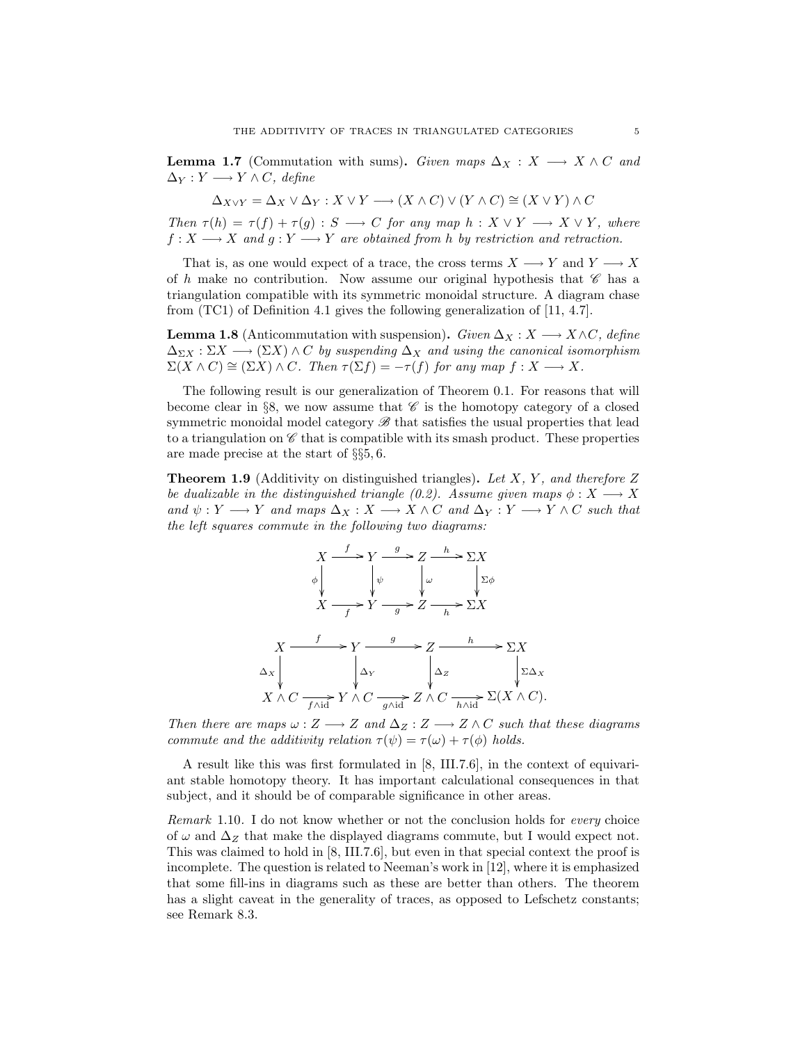**Lemma 1.7** (Commutation with sums)**.** *Given maps $\Delta_X : X \longrightarrow X \wedge C$ and $\Delta_Y : Y \longrightarrow Y \wedge C$, define*

$$\Delta_{X \vee Y} = \Delta_X \vee \Delta_Y : X \vee Y \longrightarrow (X \wedge C) \vee (Y \wedge C) \cong (X \vee Y) \wedge C$$

*Then $\tau(h) = \tau(f) + \tau(g) : S \longrightarrow C$ for any map $h : X \vee Y \longrightarrow X \vee Y$, where $f : X \longrightarrow X$ and $g : Y \longrightarrow Y$ are obtained from $h$ by restriction and retraction.*

That is, as one would expect of a trace, the cross terms $X \longrightarrow Y$ and $Y \longrightarrow X$ of $h$ make no contribution. Now assume our original hypothesis that $\mathscr{C}$ has a triangulation compatible with its symmetric monoidal structure. A diagram chase from (TC1) of Definition 4.1 gives the following generalization of [11, 4.7].

**Lemma 1.8** (Anticommutation with suspension)**.** *Given $\Delta_X : X \longrightarrow X \wedge C$, define $\Delta_{\Sigma X} : \Sigma X \longrightarrow (\Sigma X) \wedge C$ by suspending $\Delta_X$ and using the canonical isomorphism $\Sigma(X \wedge C) \cong (\Sigma X) \wedge C$. Then $\tau(\Sigma f) = -\tau(f)$ for any map $f : X \longrightarrow X$.*

The following result is our generalization of Theorem 0.1. For reasons that will become clear in §8, we now assume that $\mathscr{C}$ is the homotopy category of a closed symmetric monoidal model category $\mathscr{B}$ that satisfies the usual properties that lead to a triangulation on $\mathscr{C}$ that is compatible with its smash product. These properties are made precise at the start of §§5, 6.

**Theorem 1.9** (Additivity on distinguished triangles)**.** *Let $X$, $Y$, and therefore $Z$ be dualizable in the distinguished triangle (0.2). Assume given maps $\phi : X \longrightarrow X$ and $\psi : Y \longrightarrow Y$ and maps $\Delta_X : X \longrightarrow X \wedge C$ and $\Delta_Y : Y \longrightarrow Y \wedge C$ such that the left squares commute in the following two diagrams:*

$$\begin{array}{ccccccc}
X & \xrightarrow{f} & Y & \xrightarrow{g} & Z & \xrightarrow{h} & \Sigma X \\
\downarrow{\scriptstyle \phi} & & \downarrow{\scriptstyle \psi} & & \downarrow{\scriptstyle \omega} & & \downarrow{\scriptstyle \Sigma\phi} \\
X & \xrightarrow[f]{} & Y & \xrightarrow[g]{} & Z & \xrightarrow[h]{} & \Sigma X
\end{array}$$

$$\begin{array}{ccccccc}
X & \xrightarrow{f} & Y & \xrightarrow{g} & Z & \xrightarrow{h} & \Sigma X \\
\downarrow{\scriptstyle \Delta_X} & & \downarrow{\scriptstyle \Delta_Y} & & \downarrow{\scriptstyle \Delta_Z} & & \downarrow{\scriptstyle \Sigma\Delta_X} \\
X \wedge C & \xrightarrow[f \wedge \mathrm{id}]{} & Y \wedge C & \xrightarrow[g \wedge \mathrm{id}]{} & Z \wedge C & \xrightarrow[h \wedge \mathrm{id}]{} & \Sigma(X \wedge C).
\end{array}$$

*Then there are maps $\omega : Z \longrightarrow Z$ and $\Delta_Z : Z \longrightarrow Z \wedge C$ such that these diagrams commute and the additivity relation $\tau(\psi) = \tau(\omega) + \tau(\phi)$ holds.*

A result like this was first formulated in [8, III.7.6], in the context of equivariant stable homotopy theory. It has important calculational consequences in that subject, and it should be of comparable significance in other areas.

*Remark* 1.10. I do not know whether or not the conclusion holds for *every* choice of $\omega$ and $\Delta_Z$ that make the displayed diagrams commute, but I would expect not. This was claimed to hold in [8, III.7.6], but even in that special context the proof is incomplete. The question is related to Neeman's work in [12], where it is emphasized that some fill-ins in diagrams such as these are better than others. The theorem has a slight caveat in the generality of traces, as opposed to Lefschetz constants; see Remark 8.3.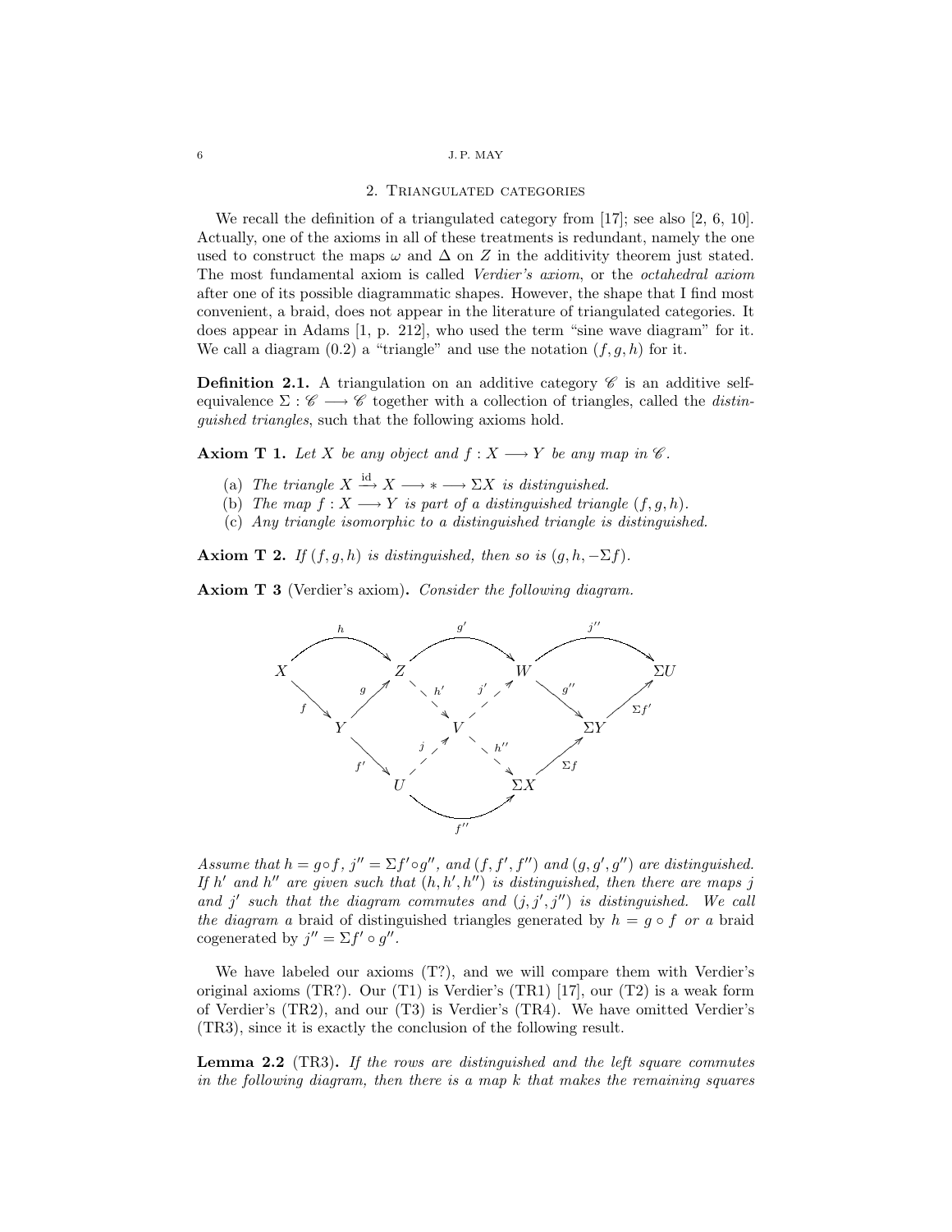## 2. Triangulated categories

We recall the definition of a triangulated category from [17]; see also [2, 6, 10]. Actually, one of the axioms in all of these treatments is redundant, namely the one used to construct the maps $\omega$ and $\Delta$ on $Z$ in the additivity theorem just stated. The most fundamental axiom is called *Verdier's axiom*, or the *octahedral axiom* after one of its possible diagrammatic shapes. However, the shape that I find most convenient, a braid, does not appear in the literature of triangulated categories. It does appear in Adams [1, p. 212], who used the term "sine wave diagram" for it. We call a diagram (0.2) a "triangle" and use the notation $(f, g, h)$ for it.

**Definition 2.1.** A triangulation on an additive category $\mathscr{C}$ is an additive self-equivalence $\Sigma : \mathscr{C} \longrightarrow \mathscr{C}$ together with a collection of triangles, called the *distinguished triangles*, such that the following axioms hold.

**Axiom T 1.** *Let $X$ be any object and $f : X \longrightarrow Y$ be any map in $\mathscr{C}$.*

- (a) *The triangle $X \xrightarrow{\text{id}} X \longrightarrow * \longrightarrow \Sigma X$ is distinguished.*
- (b) *The map $f : X \longrightarrow Y$ is part of a distinguished triangle $(f, g, h)$.*
- (c) *Any triangle isomorphic to a distinguished triangle is distinguished.*

**Axiom T 2.** *If $(f, g, h)$ is distinguished, then so is $(g, h, -\Sigma f)$.*

**Axiom T 3** (Verdier's axiom)**.** *Consider the following diagram.*

$$
\begin{array}{ccccccccc}
 & \overset{h}{\frown} & & \overset{g'}{\frown} & & \overset{j''}{\frown} & & & \\
X & & Z & & W & & \Sigma U & & \\
 & \searrow^{f} & \nearrow_{g} & \searrow^{h'} & \nearrow_{j'} & \searrow^{g''} & \nearrow_{\Sigma f'} & & \\
 & Y & & V & & \Sigma Y & & & \\
 & & \searrow^{f'} & \nearrow_{j} & \searrow^{h''} & \nearrow_{\Sigma f} & & & \\
 & & U & & \Sigma X & & & & \\
 & & & \underset{f''}{\smile} & & & & &
\end{array}
$$

*Assume that $h = g \circ f$, $j'' = \Sigma f' \circ g''$, and $(f, f', f'')$ and $(g, g', g'')$ are distinguished. If $h'$ and $h''$ are given such that $(h, h', h'')$ is distinguished, then there are maps $j$ and $j'$ such that the diagram commutes and $(j, j', j'')$ is distinguished. We call the diagram a* braid *of distinguished triangles generated by $h = g \circ f$ or a* braid *cogenerated by $j'' = \Sigma f' \circ g''$.*

We have labeled our axioms (T?), and we will compare them with Verdier's original axioms (TR?). Our (T1) is Verdier's (TR1) [17], our (T2) is a weak form of Verdier's (TR2), and our (T3) is Verdier's (TR4). We have omitted Verdier's (TR3), since it is exactly the conclusion of the following result.

**Lemma 2.2** (TR3)**.** *If the rows are distinguished and the left square commutes in the following diagram, then there is a map $k$ that makes the remaining squares*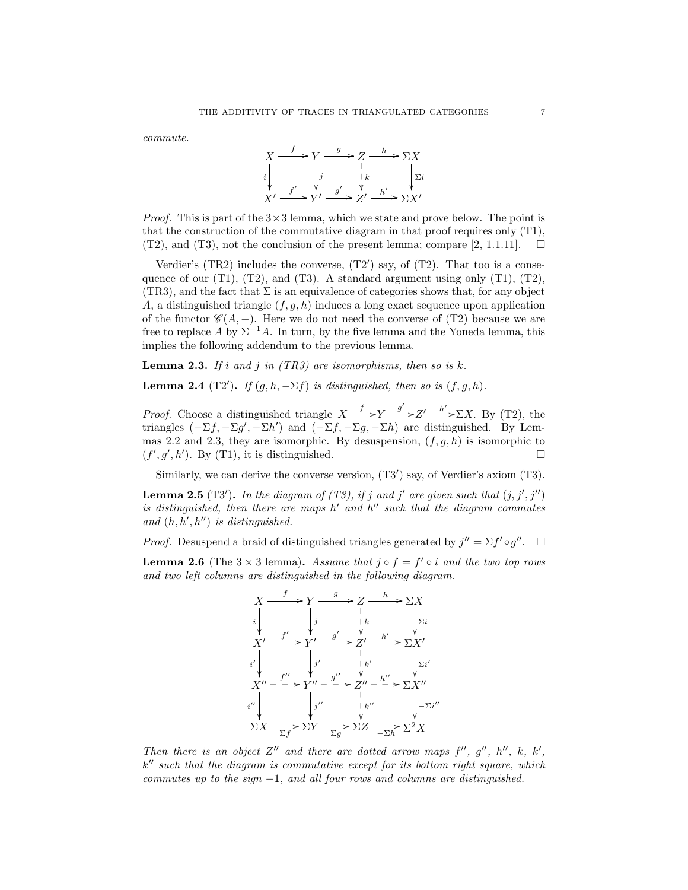*commute.*

$$
\begin{array}{ccccccc}
X & \xrightarrow{f} & Y & \xrightarrow{g} & Z & \xrightarrow{h} & \Sigma X \\
{\scriptstyle i}\downarrow & & \downarrow{\scriptstyle j} & & \downarrow{\scriptstyle k} & & \downarrow{\scriptstyle \Sigma i} \\
X' & \xrightarrow{f'} & Y' & \xrightarrow{g'} & Z' & \xrightarrow{h'} & \Sigma X'
\end{array}
$$

*Proof.* This is part of the $3\times 3$ lemma, which we state and prove below. The point is that the construction of the commutative diagram in that proof requires only (T1), (T2), and (T3), not the conclusion of the present lemma; compare [2, 1.1.11]. $\square$

Verdier's (TR2) includes the converse, (T2$'$) say, of (T2). That too is a consequence of our (T1), (T2), and (T3). A standard argument using only (T1), (T2), (TR3), and the fact that $\Sigma$ is an equivalence of categories shows that, for any object $A$, a distinguished triangle $(f, g, h)$ induces a long exact sequence upon application of the functor $\mathscr{C}(A, -)$. Here we do not need the converse of (T2) because we are free to replace $A$ by $\Sigma^{-1}A$. In turn, by the five lemma and the Yoneda lemma, this implies the following addendum to the previous lemma.

**Lemma 2.3.** *If $i$ and $j$ in (TR3) are isomorphisms, then so is $k$.*

**Lemma 2.4** (T2$'$)**.** *If $(g, h, -\Sigma f)$ is distinguished, then so is $(f, g, h)$.*

*Proof.* Choose a distinguished triangle $X \xrightarrow{f} Y \xrightarrow{g'} Z' \xrightarrow{h'} \Sigma X$. By (T2), the triangles $(-\Sigma f, -\Sigma g', -\Sigma h')$ and $(-\Sigma f, -\Sigma g, -\Sigma h)$ are distinguished. By Lemmas 2.2 and 2.3, they are isomorphic. By desuspension, $(f, g, h)$ is isomorphic to $(f', g', h')$. By (T1), it is distinguished. $\square$

Similarly, we can derive the converse version, (T3$'$) say, of Verdier's axiom (T3).

**Lemma 2.5** (T3$'$)**.** *In the diagram of (T3), if $j$ and $j'$ are given such that $(j, j', j'')$ is distinguished, then there are maps $h'$ and $h''$ such that the diagram commutes and $(h, h', h'')$ is distinguished.*

*Proof.* Desuspend a braid of distinguished triangles generated by $j'' = \Sigma f' \circ g''$. $\square$

**Lemma 2.6** (The $3 \times 3$ lemma)**.** *Assume that $j \circ f = f' \circ i$ and the two top rows and two left columns are distinguished in the following diagram.*

$$
\begin{array}{ccccccc}
X & \xrightarrow{f} & Y & \xrightarrow{g} & Z & \xrightarrow{h} & \Sigma X \\
{\scriptstyle i}\downarrow & & \downarrow{\scriptstyle j} & & \downarrow{\scriptstyle k} & & \downarrow{\scriptstyle \Sigma i} \\
X' & \xrightarrow{f'} & Y' & \xrightarrow{g'} & Z' & \xrightarrow{h'} & \Sigma X' \\
{\scriptstyle i'}\downarrow & & \downarrow{\scriptstyle j'} & & \downarrow{\scriptstyle k'} & & \downarrow{\scriptstyle \Sigma i'} \\
X'' & \xrightarrow{f''} & Y'' & \xrightarrow{g''} & Z'' & \xrightarrow{h''} & \Sigma X'' \\
{\scriptstyle i''}\downarrow & & \downarrow{\scriptstyle j''} & & \downarrow{\scriptstyle k''} & & \downarrow{\scriptstyle -\Sigma i''} \\
\Sigma X & \xrightarrow[\Sigma f]{} & \Sigma Y & \xrightarrow[\Sigma g]{} & \Sigma Z & \xrightarrow[-\Sigma h]{} & \Sigma^2 X
\end{array}
$$

*Then there is an object $Z''$ and there are dotted arrow maps $f''$, $g''$, $h''$, $k$, $k'$, $k''$ such that the diagram is commutative except for its bottom right square, which commutes up to the sign $-1$, and all four rows and columns are distinguished.*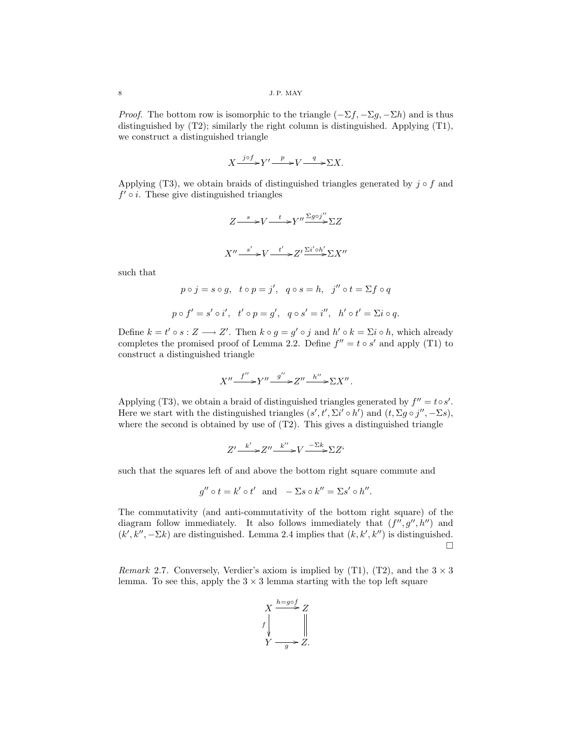*Proof.* The bottom row is isomorphic to the triangle $(-\Sigma f, -\Sigma g, -\Sigma h)$ and is thus distinguished by (T2); similarly the right column is distinguished. Applying (T1), we construct a distinguished triangle

$$X \xrightarrow{j \circ f} Y' \xrightarrow{p} V \xrightarrow{q} \Sigma X.$$

Applying (T3), we obtain braids of distinguished triangles generated by $j \circ f$ and $f' \circ i$. These give distinguished triangles

$$Z \xrightarrow{s} V \xrightarrow{t} Y'' \xrightarrow{\Sigma g \circ j''} \Sigma Z$$

$$X'' \xrightarrow{s'} V \xrightarrow{t'} Z' \xrightarrow{\Sigma i' \circ h'} \Sigma X''$$

such that

$$p \circ j = s \circ g, \quad t \circ p = j', \quad q \circ s = h, \quad j'' \circ t = \Sigma f \circ q$$

$$p \circ f' = s' \circ i', \quad t' \circ p = g', \quad q \circ s' = i'', \quad h' \circ t' = \Sigma i \circ q.$$

Define $k = t' \circ s : Z \longrightarrow Z'$. Then $k \circ g = g' \circ j$ and $h' \circ k = \Sigma i \circ h$, which already completes the promised proof of Lemma 2.2. Define $f'' = t \circ s'$ and apply (T1) to construct a distinguished triangle

$$X'' \xrightarrow{f''} Y'' \xrightarrow{g''} Z'' \xrightarrow{h''} \Sigma X''.$$

Applying (T3), we obtain a braid of distinguished triangles generated by $f'' = t \circ s'$. Here we start with the distinguished triangles $(s', t', \Sigma i' \circ h')$ and $(t, \Sigma g \circ j'', -\Sigma s)$, where the second is obtained by use of (T2). This gives a distinguished triangle

$$Z' \xrightarrow{k'} Z'' \xrightarrow{k''} V \xrightarrow{-\Sigma k} \Sigma Z\text{`}$$

such that the squares left of and above the bottom right square commute and

$$g'' \circ t = k' \circ t' \quad \text{and} \quad -\Sigma s \circ k'' = \Sigma s' \circ h''.$$

The commutativity (and anti-commutativity of the bottom right square) of the diagram follow immediately. It also follows immediately that $(f'', g'', h'')$ and $(k', k'', -\Sigma k)$ are distinguished. Lemma 2.4 implies that $(k, k', k'')$ is distinguished. $\square$

*Remark* 2.7. Conversely, Verdier's axiom is implied by (T1), (T2), and the $3 \times 3$ lemma. To see this, apply the $3 \times 3$ lemma starting with the top left square

$$\begin{array}{ccc} X & \xrightarrow{h = g \circ f} & Z \\ {\scriptstyle f}\downarrow & & \parallel \\ Y & \xrightarrow[g]{} & Z. \end{array}$$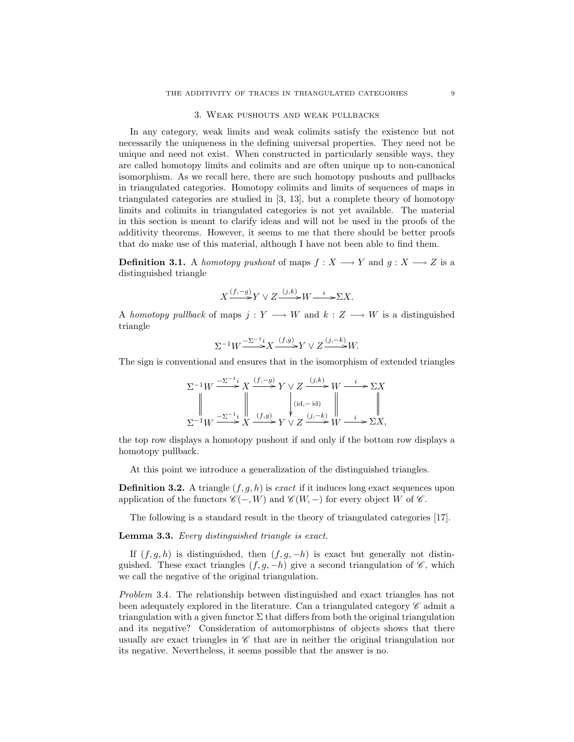## 3. Weak pushouts and weak pullbacks

In any category, weak limits and weak colimits satisfy the existence but not necessarily the uniqueness in the defining universal properties. They need not be unique and need not exist. When constructed in particularly sensible ways, they are called homotopy limits and colimits and are often unique up to non-canonical isomorphism. As we recall here, there are such homotopy pushouts and pullbacks in triangulated categories. Homotopy colimits and limits of sequences of maps in triangulated categories are studied in [3, 13], but a complete theory of homotopy limits and colimits in triangulated categories is not yet available. The material in this section is meant to clarify ideas and will not be used in the proofs of the additivity theorems. However, it seems to me that there should be better proofs that do make use of this material, although I have not been able to find them.

**Definition 3.1.** A *homotopy pushout* of maps $f : X \longrightarrow Y$ and $g : X \longrightarrow Z$ is a distinguished triangle

$$X \xrightarrow{(f,-g)} Y \vee Z \xrightarrow{(j,k)} W \xrightarrow{i} \Sigma X.$$

A *homotopy pullback* of maps $j : Y \longrightarrow W$ and $k : Z \longrightarrow W$ is a distinguished triangle

$$\Sigma^{-1} W \xrightarrow{-\Sigma^{-1} i} X \xrightarrow{(f,g)} Y \vee Z \xrightarrow{(j,-k)} W.$$

The sign is conventional and ensures that in the isomorphism of extended triangles

$$\begin{array}{ccccccccc}
\Sigma^{-1}W & \xrightarrow{-\Sigma^{-1}i} & X & \xrightarrow{(f,-g)} & Y \vee Z & \xrightarrow{(j,k)} & W & \xrightarrow{i} & \Sigma X \\
\| & & \| & & \downarrow{\scriptstyle (\mathrm{id},-\mathrm{id})} & & \| & & \| \\
\Sigma^{-1}W & \xrightarrow{-\Sigma^{-1}i} & X & \xrightarrow{(f,g)} & Y \vee Z & \xrightarrow{(j,-k)} & W & \xrightarrow{i} & \Sigma X,
\end{array}$$

the top row displays a homotopy pushout if and only if the bottom row displays a homotopy pullback.

At this point we introduce a generalization of the distinguished triangles.

**Definition 3.2.** A triangle $(f, g, h)$ is *exact* if it induces long exact sequences upon application of the functors $\mathscr{C}(-, W)$ and $\mathscr{C}(W, -)$ for every object $W$ of $\mathscr{C}$.

The following is a standard result in the theory of triangulated categories [17].

**Lemma 3.3.** *Every distinguished triangle is exact.*

If $(f, g, h)$ is distinguished, then $(f, g, -h)$ is exact but generally not distinguished. These exact triangles $(f, g, -h)$ give a second triangulation of $\mathscr{C}$, which we call the negative of the original triangulation.

*Problem* 3.4. The relationship between distinguished and exact triangles has not been adequately explored in the literature. Can a triangulated category $\mathscr{C}$ admit a triangulation with a given functor $\Sigma$ that differs from both the original triangulation and its negative? Consideration of automorphisms of objects shows that there usually are exact triangles in $\mathscr{C}$ that are in neither the original triangulation nor its negative. Nevertheless, it seems possible that the answer is no.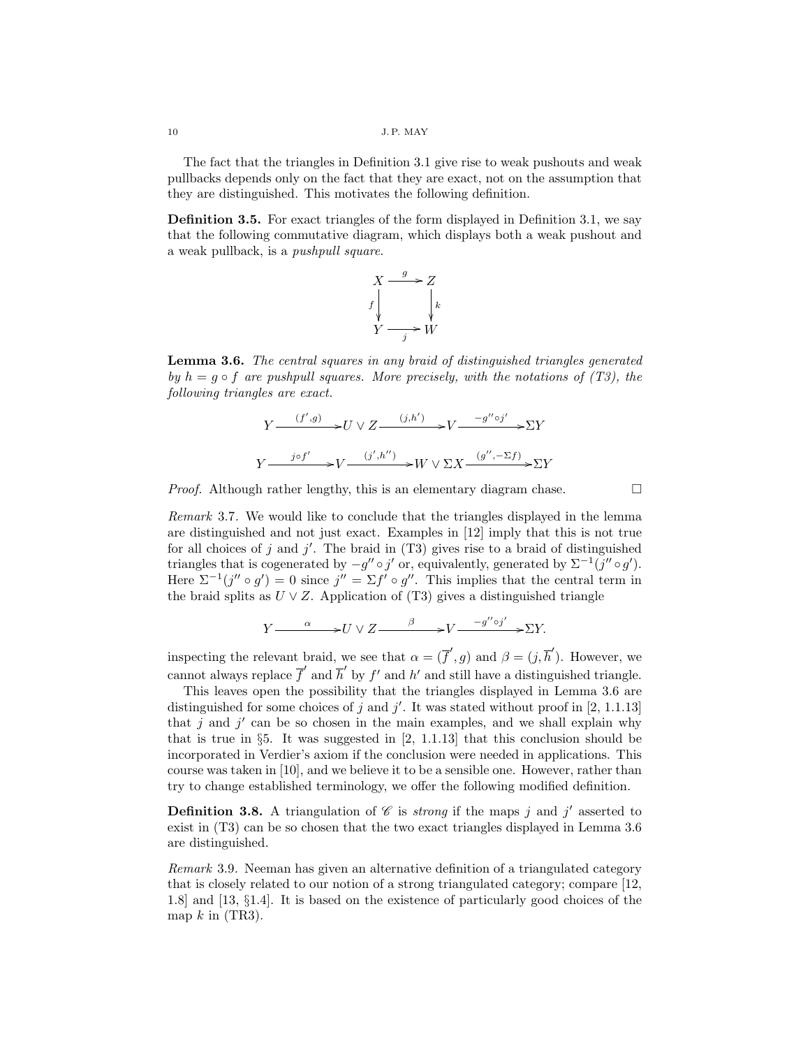The fact that the triangles in Definition 3.1 give rise to weak pushouts and weak pullbacks depends only on the fact that they are exact, not on the assumption that they are distinguished. This motivates the following definition.

**Definition 3.5.** For exact triangles of the form displayed in Definition 3.1, we say that the following commutative diagram, which displays both a weak pushout and a weak pullback, is a *pushpull square*.

$$\begin{array}{ccc} X & \xrightarrow{g} & Z \\ {\scriptstyle f}\downarrow & & \downarrow{\scriptstyle k} \\ Y & \xrightarrow[j]{} & W \end{array}$$

**Lemma 3.6.** *The central squares in any braid of distinguished triangles generated by $h = g \circ f$ are pushpull squares. More precisely, with the notations of (T3), the following triangles are exact.*

$$Y \xrightarrow{(f',g)} U \vee Z \xrightarrow{(j,h')} V \xrightarrow{-g''\circ j'} \Sigma Y$$

$$Y \xrightarrow{j\circ f'} V \xrightarrow{(j',h'')} W \vee \Sigma X \xrightarrow{(g'',-\Sigma f)} \Sigma Y$$

*Proof.* Although rather lengthy, this is an elementary diagram chase. $\square$

*Remark* 3.7. We would like to conclude that the triangles displayed in the lemma are distinguished and not just exact. Examples in [12] imply that this is not true for all choices of $j$ and $j'$. The braid in (T3) gives rise to a braid of distinguished triangles that is cogenerated by $-g'' \circ j'$ or, equivalently, generated by $\Sigma^{-1}(j'' \circ g')$. Here $\Sigma^{-1}(j'' \circ g') = 0$ since $j'' = \Sigma f' \circ g''$. This implies that the central term in the braid splits as $U \vee Z$. Application of (T3) gives a distinguished triangle

$$Y \xrightarrow{\alpha} U \vee Z \xrightarrow{\beta} V \xrightarrow{-g''\circ j'} \Sigma Y.$$

inspecting the relevant braid, we see that $\alpha = (\overline{f}', g)$ and $\beta = (j, \overline{h}')$. However, we cannot always replace $\overline{f}'$ and $\overline{h}'$ by $f'$ and $h'$ and still have a distinguished triangle.

This leaves open the possibility that the triangles displayed in Lemma 3.6 are distinguished for some choices of $j$ and $j'$. It was stated without proof in [2, 1.1.13] that $j$ and $j'$ can be so chosen in the main examples, and we shall explain why that is true in §5. It was suggested in [2, 1.1.13] that this conclusion should be incorporated in Verdier's axiom if the conclusion were needed in applications. This course was taken in [10], and we believe it to be a sensible one. However, rather than try to change established terminology, we offer the following modified definition.

**Definition 3.8.** A triangulation of $\mathscr{C}$ is *strong* if the maps $j$ and $j'$ asserted to exist in (T3) can be so chosen that the two exact triangles displayed in Lemma 3.6 are distinguished.

*Remark* 3.9. Neeman has given an alternative definition of a triangulated category that is closely related to our notion of a strong triangulated category; compare [12, 1.8] and [13, §1.4]. It is based on the existence of particularly good choices of the map $k$ in (TR3).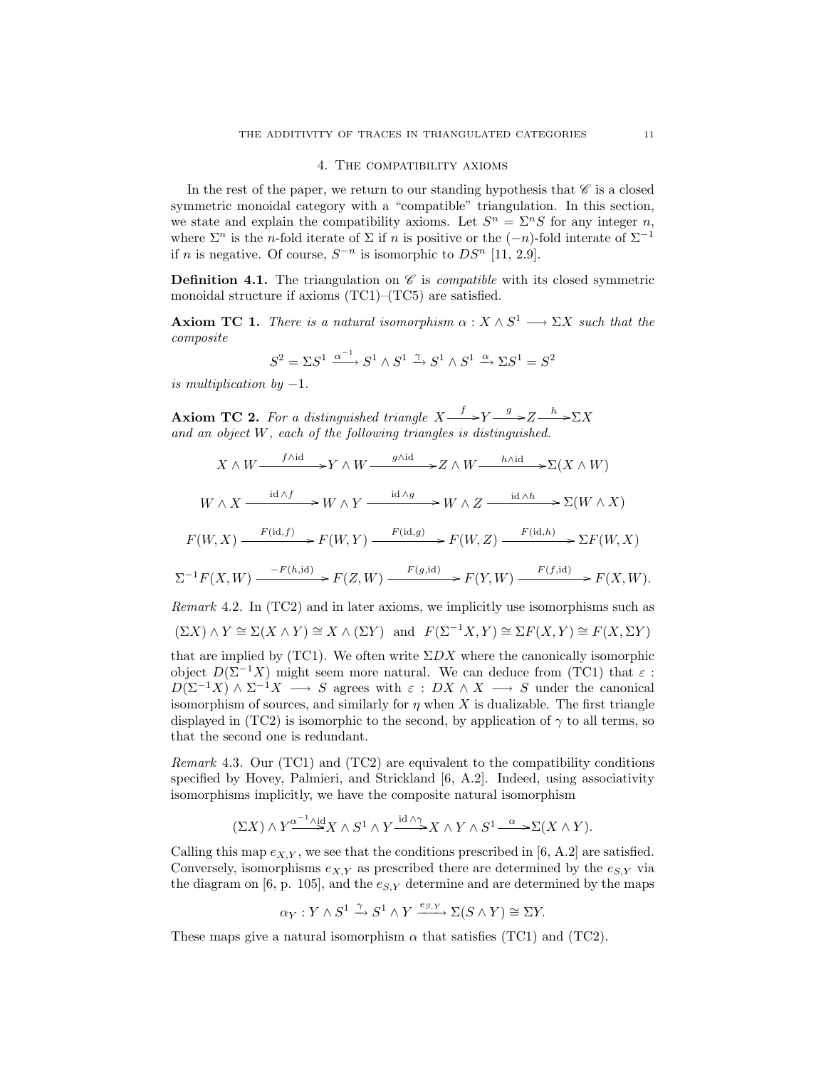## 4. The compatibility axioms

In the rest of the paper, we return to our standing hypothesis that $\mathscr{C}$ is a closed symmetric monoidal category with a "compatible" triangulation. In this section, we state and explain the compatibility axioms. Let $S^n = \Sigma^n S$ for any integer $n$, where $\Sigma^n$ is the $n$-fold iterate of $\Sigma$ if $n$ is positive or the $(-n)$-fold interate of $\Sigma^{-1}$ if $n$ is negative. Of course, $S^{-n}$ is isomorphic to $DS^n$ [11, 2.9].

**Definition 4.1.** The triangulation on $\mathscr{C}$ is *compatible* with its closed symmetric monoidal structure if axioms (TC1)–(TC5) are satisfied.

**Axiom TC 1.** *There is a natural isomorphism $\alpha : X \wedge S^1 \longrightarrow \Sigma X$ such that the composite*

$$S^2 = \Sigma S^1 \xrightarrow{\alpha^{-1}} S^1 \wedge S^1 \xrightarrow{\gamma} S^1 \wedge S^1 \xrightarrow{\alpha} \Sigma S^1 = S^2$$

*is multiplication by $-1$.*

**Axiom TC 2.** *For a distinguished triangle $X \xrightarrow{f} Y \xrightarrow{g} Z \xrightarrow{h} \Sigma X$ and an object $W$, each of the following triangles is distinguished.*

$$X \wedge W \xrightarrow{f\wedge \mathrm{id}} Y \wedge W \xrightarrow{g\wedge \mathrm{id}} Z \wedge W \xrightarrow{h\wedge \mathrm{id}} \Sigma(X \wedge W)$$

$$W \wedge X \xrightarrow{\mathrm{id}\wedge f} W \wedge Y \xrightarrow{\mathrm{id}\wedge g} W \wedge Z \xrightarrow{\mathrm{id}\wedge h} \Sigma(W \wedge X)$$

$$F(W,X) \xrightarrow{F(\mathrm{id},f)} F(W,Y) \xrightarrow{F(\mathrm{id},g)} F(W,Z) \xrightarrow{F(\mathrm{id},h)} \Sigma F(W,X)$$

$$\Sigma^{-1}F(X,W) \xrightarrow{-F(h,\mathrm{id})} F(Z,W) \xrightarrow{F(g,\mathrm{id})} F(Y,W) \xrightarrow{F(f,\mathrm{id})} F(X,W).$$

*Remark* 4.2. In (TC2) and in later axioms, we implicitly use isomorphisms such as

$$(\Sigma X) \wedge Y \cong \Sigma(X \wedge Y) \cong X \wedge (\Sigma Y) \quad \text{and} \quad F(\Sigma^{-1}X, Y) \cong \Sigma F(X,Y) \cong F(X, \Sigma Y)$$

that are implied by (TC1). We often write $\Sigma DX$ where the canonically isomorphic object $D(\Sigma^{-1}X)$ might seem more natural. We can deduce from (TC1) that $\varepsilon : D(\Sigma^{-1}X) \wedge \Sigma^{-1}X \longrightarrow S$ agrees with $\varepsilon : DX \wedge X \longrightarrow S$ under the canonical isomorphism of sources, and similarly for $\eta$ when $X$ is dualizable. The first triangle displayed in (TC2) is isomorphic to the second, by application of $\gamma$ to all terms, so that the second one is redundant.

*Remark* 4.3. Our (TC1) and (TC2) are equivalent to the compatibility conditions specified by Hovey, Palmieri, and Strickland [6, A.2]. Indeed, using associativity isomorphisms implicitly, we have the composite natural isomorphism

$$(\Sigma X) \wedge Y \xrightarrow{\alpha^{-1}\wedge \mathrm{id}} X \wedge S^1 \wedge Y \xrightarrow{\mathrm{id}\wedge \gamma} X \wedge Y \wedge S^1 \xrightarrow{\alpha} \Sigma(X \wedge Y).$$

Calling this map $e_{X,Y}$, we see that the conditions prescribed in [6, A.2] are satisfied. Conversely, isomorphisms $e_{X,Y}$ as prescribed there are determined by the $e_{S,Y}$ via the diagram on [6, p. 105], and the $e_{S,Y}$ determine and are determined by the maps

$$\alpha_Y : Y \wedge S^1 \xrightarrow{\gamma} S^1 \wedge Y \xrightarrow{e_{S,Y}} \Sigma(S \wedge Y) \cong \Sigma Y.$$

These maps give a natural isomorphism $\alpha$ that satisfies (TC1) and (TC2).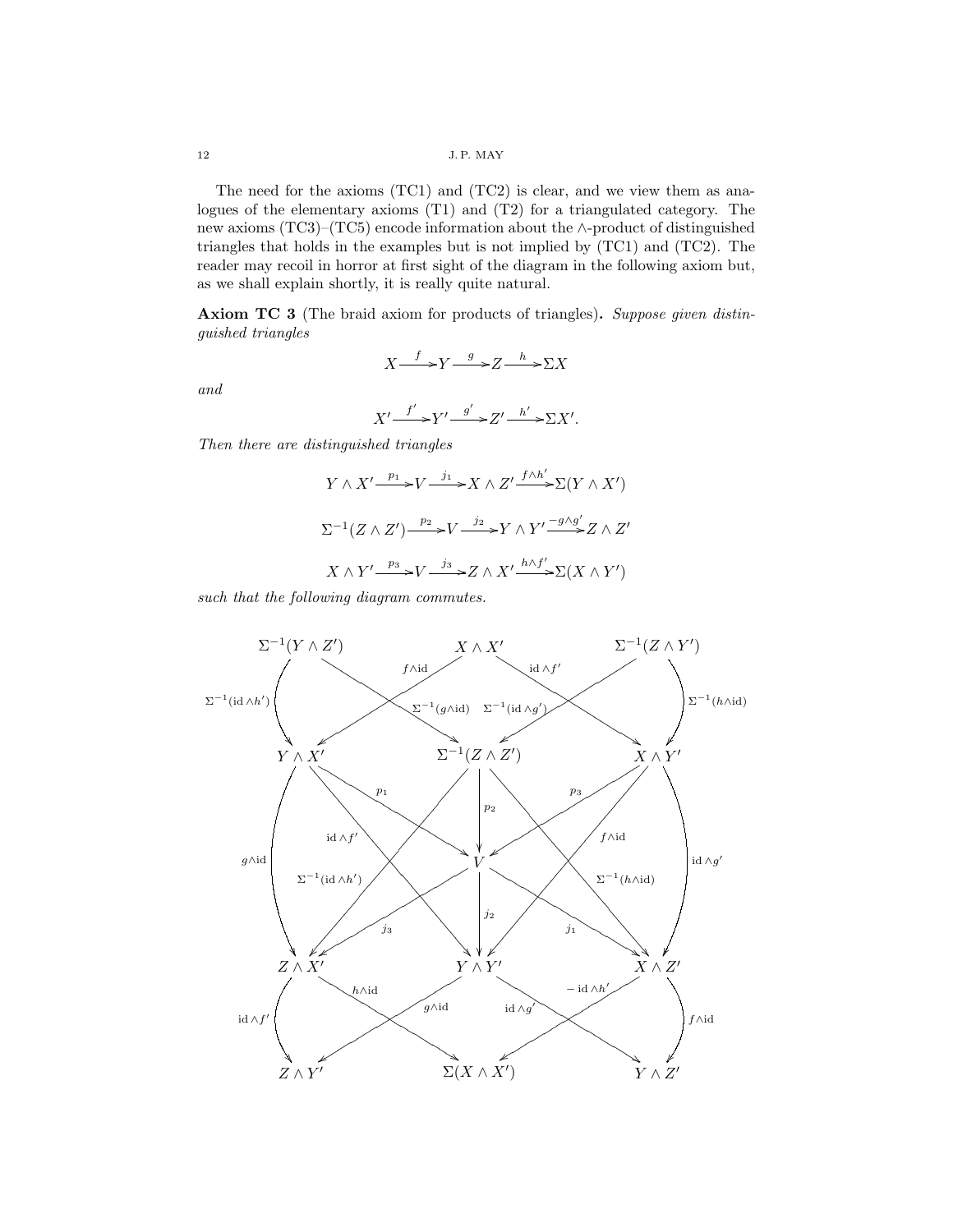The need for the axioms (TC1) and (TC2) is clear, and we view them as analogues of the elementary axioms (T1) and (T2) for a triangulated category. The new axioms (TC3)–(TC5) encode information about the $\wedge$-product of distinguished triangles that holds in the examples but is not implied by (TC1) and (TC2). The reader may recoil in horror at first sight of the diagram in the following axiom but, as we shall explain shortly, it is really quite natural.

**Axiom TC 3** (The braid axiom for products of triangles)**.** *Suppose given distinguished triangles*

$$X \xrightarrow{\ f\ } Y \xrightarrow{\ g\ } Z \xrightarrow{\ h\ } \Sigma X$$

*and*

$$X' \xrightarrow{\ f'\ } Y' \xrightarrow{\ g'\ } Z' \xrightarrow{\ h'\ } \Sigma X'.$$

*Then there are distinguished triangles*

$$Y \wedge X' \xrightarrow{\ p_1\ } V \xrightarrow{\ j_1\ } X \wedge Z' \xrightarrow{\ f \wedge h'\ } \Sigma(Y \wedge X')$$

$$\Sigma^{-1}(Z \wedge Z') \xrightarrow{\ p_2\ } V \xrightarrow{\ j_2\ } Y \wedge Y' \xrightarrow{\ -g \wedge g'\ } Z \wedge Z'$$

$$X \wedge Y' \xrightarrow{\ p_3\ } V \xrightarrow{\ j_3\ } Z \wedge X' \xrightarrow{\ h \wedge f'\ } \Sigma(X \wedge Y')$$

*such that the following diagram commutes.*

$$\begin{array}{ccccc}
\Sigma^{-1}(Y \wedge Z') & & X \wedge X' & & \Sigma^{-1}(Z \wedge Y') \\
 & & & & \\
Y \wedge X' & & \Sigma^{-1}(Z \wedge Z') & & X \wedge Y' \\
 & & V & & \\
Z \wedge X' & & Y \wedge Y' & & X \wedge Z' \\
 & & & & \\
Z \wedge Y' & & \Sigma(X \wedge X') & & Y \wedge Z'
\end{array}$$

with arrows

$$\Sigma^{-1}(Y \wedge Z') \xrightarrow{\Sigma^{-1}(\mathrm{id} \wedge h')} Y \wedge X', \quad \Sigma^{-1}(Y \wedge Z') \xrightarrow{\Sigma^{-1}(g \wedge \mathrm{id})} \Sigma^{-1}(Z \wedge Z'),$$

$$X \wedge X' \xrightarrow{f \wedge \mathrm{id}} Y \wedge X', \quad X \wedge X' \xrightarrow{\mathrm{id} \wedge f'} X \wedge Y',$$

$$\Sigma^{-1}(Z \wedge Y') \xrightarrow{\Sigma^{-1}(\mathrm{id} \wedge g')} \Sigma^{-1}(Z \wedge Z'), \quad \Sigma^{-1}(Z \wedge Y') \xrightarrow{\Sigma^{-1}(h \wedge \mathrm{id})} X \wedge Y',$$

$$Y \wedge X' \xrightarrow{p_1} V, \quad \Sigma^{-1}(Z \wedge Z') \xrightarrow{p_2} V, \quad X \wedge Y' \xrightarrow{p_3} V,$$

$$Y \wedge X' \xrightarrow{g \wedge \mathrm{id}} Z \wedge X', \quad Y \wedge X' \xrightarrow{\mathrm{id} \wedge f'} Y \wedge Y',$$

$$\Sigma^{-1}(Z \wedge Z') \xrightarrow{\Sigma^{-1}(\mathrm{id} \wedge h')} Z \wedge X', \quad \Sigma^{-1}(Z \wedge Z') \xrightarrow{\Sigma^{-1}(h \wedge \mathrm{id})} X \wedge Z',$$

$$X \wedge Y' \xrightarrow{f \wedge \mathrm{id}} Y \wedge Y', \quad X \wedge Y' \xrightarrow{\mathrm{id} \wedge g'} X \wedge Z',$$

$$V \xrightarrow{j_3} Z \wedge X', \quad V \xrightarrow{j_2} Y \wedge Y', \quad V \xrightarrow{j_1} X \wedge Z',$$

$$Z \wedge X' \xrightarrow{\mathrm{id} \wedge f'} Z \wedge Y', \quad Z \wedge X' \xrightarrow{h \wedge \mathrm{id}} \Sigma(X \wedge X'),$$

$$Y \wedge Y' \xrightarrow{g \wedge \mathrm{id}} Z \wedge Y', \quad Y \wedge Y' \xrightarrow{\mathrm{id} \wedge g'} Y \wedge Z',$$

$$X \wedge Z' \xrightarrow{-\mathrm{id} \wedge h'} \Sigma(X \wedge X'), \quad X \wedge Z' \xrightarrow{f \wedge \mathrm{id}} Y \wedge Z'.$$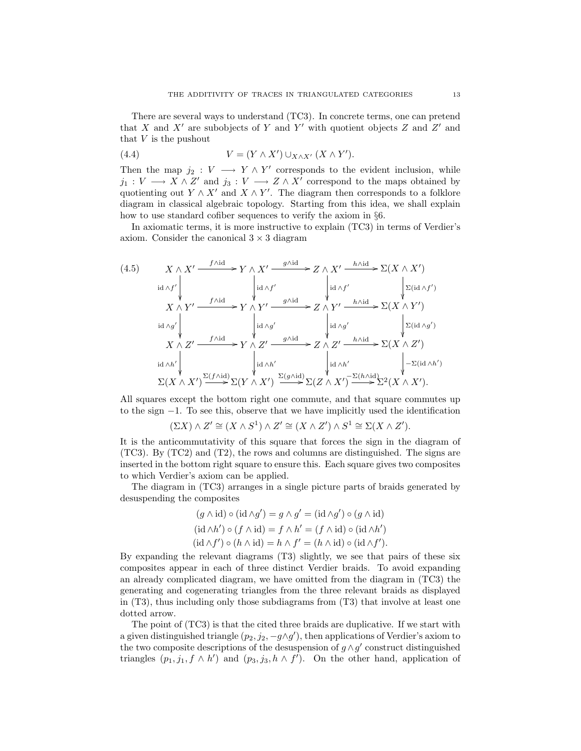There are several ways to understand (TC3). In concrete terms, one can pretend that $X$ and $X'$ are subobjects of $Y$ and $Y'$ with quotient objects $Z$ and $Z'$ and that $V$ is the pushout

$$V = (Y \wedge X') \cup_{X\wedge X'} (X \wedge Y'). \tag{4.4}$$

Then the map $j_2 : V \longrightarrow Y \wedge Y'$ corresponds to the evident inclusion, while $j_1 : V \longrightarrow X \wedge Z'$ and $j_3 : V \longrightarrow Z \wedge X'$ correspond to the maps obtained by quotienting out $Y \wedge X'$ and $X \wedge Y'$. The diagram then corresponds to a folklore diagram in classical algebraic topology. Starting from this idea, we shall explain how to use standard cofiber sequences to verify the axiom in §6.

In axiomatic terms, it is more instructive to explain (TC3) in terms of Verdier's axiom. Consider the canonical $3 \times 3$ diagram

$$\begin{array}{ccccccc}
X\wedge X' & \xrightarrow{f\wedge \mathrm{id}} & Y\wedge X' & \xrightarrow{g\wedge \mathrm{id}} & Z\wedge X' & \xrightarrow{h\wedge \mathrm{id}} & \Sigma(X\wedge X') \\
\downarrow{\scriptstyle \mathrm{id}\wedge f'} & & \downarrow{\scriptstyle \mathrm{id}\wedge f'} & & \downarrow{\scriptstyle \mathrm{id}\wedge f'} & & \downarrow{\scriptstyle \Sigma(\mathrm{id}\wedge f')} \\
X\wedge Y' & \xrightarrow{f\wedge \mathrm{id}} & Y\wedge Y' & \xrightarrow{g\wedge \mathrm{id}} & Z\wedge Y' & \xrightarrow{h\wedge \mathrm{id}} & \Sigma(X\wedge Y') \\
\downarrow{\scriptstyle \mathrm{id}\wedge g'} & & \downarrow{\scriptstyle \mathrm{id}\wedge g'} & & \downarrow{\scriptstyle \mathrm{id}\wedge g'} & & \downarrow{\scriptstyle \Sigma(\mathrm{id}\wedge g')} \\
X\wedge Z' & \xrightarrow{f\wedge \mathrm{id}} & Y\wedge Z' & \xrightarrow{g\wedge \mathrm{id}} & Z\wedge Z' & \xrightarrow{h\wedge \mathrm{id}} & \Sigma(X\wedge Z') \\
\downarrow{\scriptstyle \mathrm{id}\wedge h'} & & \downarrow{\scriptstyle \mathrm{id}\wedge h'} & & \downarrow{\scriptstyle \mathrm{id}\wedge h'} & & \downarrow{\scriptstyle -\Sigma(\mathrm{id}\wedge h')} \\
\Sigma(X\wedge X') & \xrightarrow{\Sigma(f\wedge \mathrm{id})} & \Sigma(Y\wedge X') & \xrightarrow{\Sigma(g\wedge \mathrm{id})} & \Sigma(Z\wedge X') & \xrightarrow{-\Sigma(h\wedge \mathrm{id})} & \Sigma^2(X\wedge X').
\end{array} \tag{4.5}$$

All squares except the bottom right one commute, and that square commutes up to the sign $-1$. To see this, observe that we have implicitly used the identification

$$(\Sigma X) \wedge Z' \cong (X \wedge S^1) \wedge Z' \cong (X \wedge Z') \wedge S^1 \cong \Sigma(X \wedge Z').$$

It is the anticommutativity of this square that forces the sign in the diagram of (TC3). By (TC2) and (T2), the rows and columns are distinguished. The signs are inserted in the bottom right square to ensure this. Each square gives two composites to which Verdier's axiom can be applied.

The diagram in (TC3) arranges in a single picture parts of braids generated by desuspending the composites

$$(g \wedge \mathrm{id}) \circ (\mathrm{id} \wedge g') = g \wedge g' = (\mathrm{id} \wedge g') \circ (g \wedge \mathrm{id})$$
$$(\mathrm{id} \wedge h') \circ (f \wedge \mathrm{id}) = f \wedge h' = (f \wedge \mathrm{id}) \circ (\mathrm{id} \wedge h')$$
$$(\mathrm{id} \wedge f') \circ (h \wedge \mathrm{id}) = h \wedge f' = (h \wedge \mathrm{id}) \circ (\mathrm{id} \wedge f').$$

By expanding the relevant diagrams (T3) slightly, we see that pairs of these six composites appear in each of three distinct Verdier braids. To avoid expanding an already complicated diagram, we have omitted from the diagram in (TC3) the generating and cogenerating triangles from the three relevant braids as displayed in (T3), thus including only those subdiagrams from (T3) that involve at least one dotted arrow.

The point of (TC3) is that the cited three braids are duplicative. If we start with a given distinguished triangle $(p_2, j_2, -g \wedge g')$, then applications of Verdier's axiom to the two composite descriptions of the desuspension of $g \wedge g'$ construct distinguished triangles $(p_1, j_1, f \wedge h')$ and $(p_3, j_3, h \wedge f')$. On the other hand, application of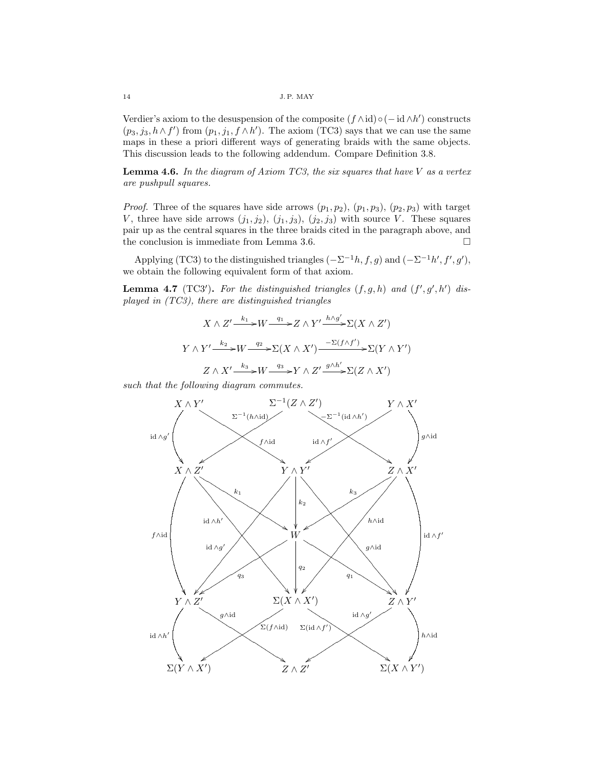Verdier's axiom to the desuspension of the composite $(f \wedge \mathrm{id}) \circ (-\,\mathrm{id} \wedge h')$ constructs $(p_3, j_3, h \wedge f')$ from $(p_1, j_1, f \wedge h')$. The axiom (TC3) says that we can use the same maps in these a priori different ways of generating braids with the same objects. This discussion leads to the following addendum. Compare Definition 3.8.

**Lemma 4.6.** *In the diagram of Axiom TC3, the six squares that have $V$ as a vertex are pushpull squares.*

*Proof.* Three of the squares have side arrows $(p_1, p_2)$, $(p_1, p_3)$, $(p_2, p_3)$ with target $V$, three have side arrows $(j_1, j_2)$, $(j_1, j_3)$, $(j_2, j_3)$ with source $V$. These squares pair up as the central squares in the three braids cited in the paragraph above, and the conclusion is immediate from Lemma 3.6. $\square$

Applying (TC3) to the distinguished triangles $(-\Sigma^{-1}h, f, g)$ and $(-\Sigma^{-1}h', f', g')$, we obtain the following equivalent form of that axiom.

**Lemma 4.7** (TC3$'$)**.** *For the distinguished triangles $(f, g, h)$ and $(f', g', h')$ displayed in (TC3), there are distinguished triangles*

$$X \wedge Z' \xrightarrow{k_1} W \xrightarrow{q_1} Z \wedge Y' \xrightarrow{h \wedge g'} \Sigma(X \wedge Z')$$

$$Y \wedge Y' \xrightarrow{k_2} W \xrightarrow{q_2} \Sigma(X \wedge X') \xrightarrow{-\Sigma(f \wedge f')} \Sigma(Y \wedge Y')$$

$$Z \wedge X' \xrightarrow{k_3} W \xrightarrow{q_3} Y \wedge Z' \xrightarrow{g \wedge h'} \Sigma(Z \wedge X')$$

*such that the following diagram commutes.*

$$\begin{array}{ccccc}
X \wedge Y' & & \Sigma^{-1}(Z \wedge Z') & & Y \wedge X' \\
\end{array}$$

- $\mathrm{id} \wedge g' : X \wedge Y' \to X \wedge Z'$; $\quad f \wedge \mathrm{id} : X \wedge Y' \to Y \wedge Y'$
- $\Sigma^{-1}(h \wedge \mathrm{id}) : \Sigma^{-1}(Z \wedge Z') \to X \wedge Z'$; $\quad -\Sigma^{-1}(\mathrm{id} \wedge h') : \Sigma^{-1}(Z \wedge Z') \to Z \wedge X'$
- $\mathrm{id} \wedge f' : Y \wedge X' \to Y \wedge Y'$; $\quad g \wedge \mathrm{id} : Y \wedge X' \to Z \wedge X'$
- $k_1 : X \wedge Z' \to W$; $\quad k_2 : Y \wedge Y' \to W$; $\quad k_3 : Z \wedge X' \to W$
- $f \wedge \mathrm{id} : X \wedge Z' \to Y \wedge Z'$; $\quad \mathrm{id} \wedge h' : X \wedge Z' \to \Sigma(X \wedge X')$
- $\mathrm{id} \wedge g' : Y \wedge Y' \to Y \wedge Z'$; $\quad g \wedge \mathrm{id} : Y \wedge Y' \to Z \wedge Y'$
- $h \wedge \mathrm{id} : Z \wedge X' \to \Sigma(X \wedge X')$; $\quad \mathrm{id} \wedge f' : Z \wedge X' \to Z \wedge Y'$
- $q_3 : W \to Y \wedge Z'$; $\quad q_2 : W \to \Sigma(X \wedge X')$; $\quad q_1 : W \to Z \wedge Y'$
- $\mathrm{id} \wedge h' : Y \wedge Z' \to \Sigma(Y \wedge X')$; $\quad g \wedge \mathrm{id} : Y \wedge Z' \to Z \wedge Z'$
- $\Sigma(f \wedge \mathrm{id}) : \Sigma(X \wedge X') \to \Sigma(Y \wedge X')$; $\quad \Sigma(\mathrm{id} \wedge f') : \Sigma(X \wedge X') \to \Sigma(X \wedge Y')$
- $\mathrm{id} \wedge g' : Z \wedge Y' \to Z \wedge Z'$; $\quad h \wedge \mathrm{id} : Z \wedge Y' \to \Sigma(X \wedge Y')$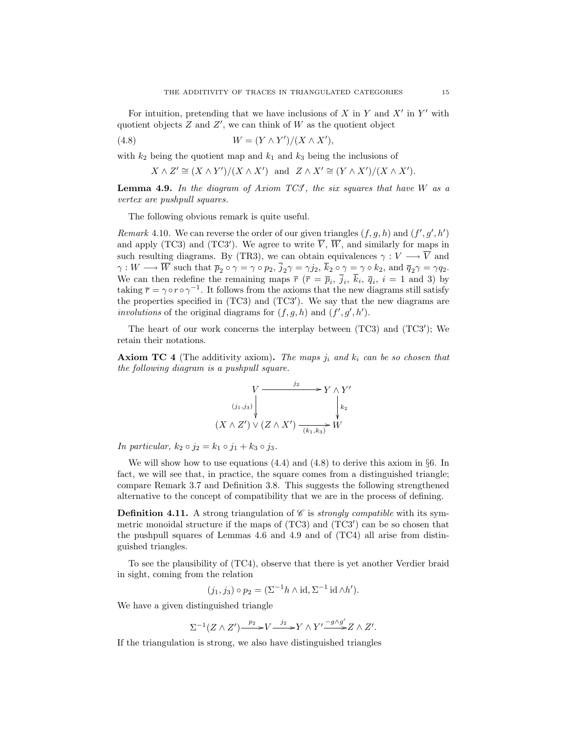For intuition, pretending that we have inclusions of $X$ in $Y$ and $X'$ in $Y'$ with quotient objects $Z$ and $Z'$, we can think of $W$ as the quotient object

$$W = (Y \wedge Y')/(X \wedge X'), \tag{4.8}$$

with $k_2$ being the quotient map and $k_1$ and $k_3$ being the inclusions of

$$X \wedge Z' \cong (X \wedge Y')/(X \wedge X') \quad \text{and} \quad Z \wedge X' \cong (Y \wedge X')/(X \wedge X').$$

**Lemma 4.9.** *In the diagram of Axiom TC3′, the six squares that have $W$ as a vertex are pushpull squares.*

The following obvious remark is quite useful.

*Remark* 4.10. We can reverse the order of our given triangles $(f, g, h)$ and $(f', g', h')$ and apply (TC3) and (TC3′). We agree to write $\overline{V}$, $\overline{W}$, and similarly for maps in such resulting diagrams. By (TR3), we can obtain equivalences $\gamma : V \longrightarrow \overline{V}$ and $\gamma : W \longrightarrow \overline{W}$ such that $\overline{p}_2 \circ \gamma = \gamma \circ p_2$, $\overline{j}_2\gamma = \gamma j_2$, $\overline{k}_2 \circ \gamma = \gamma \circ k_2$, and $\overline{q}_2\gamma = \gamma q_2$. We can then redefine the remaining maps $\overline{r}$ ($\overline{r} = \overline{p}_i$, $\overline{j}_i$, $\overline{k}_i$, $\overline{q}_i$, $i = 1$ and $3$) by taking $\overline{r} = \gamma \circ r \circ \gamma^{-1}$. It follows from the axioms that the new diagrams still satisfy the properties specified in (TC3) and (TC3′). We say that the new diagrams are *involutions* of the original diagrams for $(f, g, h)$ and $(f', g', h')$.

The heart of our work concerns the interplay between (TC3) and (TC3′); We retain their notations.

**Axiom TC 4** (The additivity axiom)**.** *The maps $j_i$ and $k_i$ can be so chosen that the following diagram is a pushpull square.*

$$\begin{array}{ccc}
V & \xrightarrow{\quad j_2 \quad} & Y \wedge Y' \\
{\scriptstyle (j_1, j_3)}\downarrow & & \downarrow{\scriptstyle k_2} \\
(X \wedge Z') \vee (Z \wedge X') & \xrightarrow[(k_1, k_3)]{} & W
\end{array}$$

*In particular, $k_2 \circ j_2 = k_1 \circ j_1 + k_3 \circ j_3$.*

We will show how to use equations (4.4) and (4.8) to derive this axiom in §6. In fact, we will see that, in practice, the square comes from a distinguished triangle; compare Remark 3.7 and Definition 3.8. This suggests the following strengthened alternative to the concept of compatibility that we are in the process of defining.

**Definition 4.11.** A strong triangulation of $\mathscr{C}$ is *strongly compatible* with its symmetric monoidal structure if the maps of (TC3) and (TC3′) can be so chosen that the pushpull squares of Lemmas 4.6 and 4.9 and of (TC4) all arise from distinguished triangles.

To see the plausibility of (TC4), observe that there is yet another Verdier braid in sight, coming from the relation

$$(j_1, j_3) \circ p_2 = (\Sigma^{-1} h \wedge \mathrm{id}, \Sigma^{-1} \mathrm{id} \wedge h').$$

We have a given distinguished triangle

$$\Sigma^{-1}(Z \wedge Z') \xrightarrow{p_2} V \xrightarrow{j_2} Y \wedge Y' \xrightarrow{-g \wedge g'} Z \wedge Z'.$$

If the triangulation is strong, we also have distinguished triangles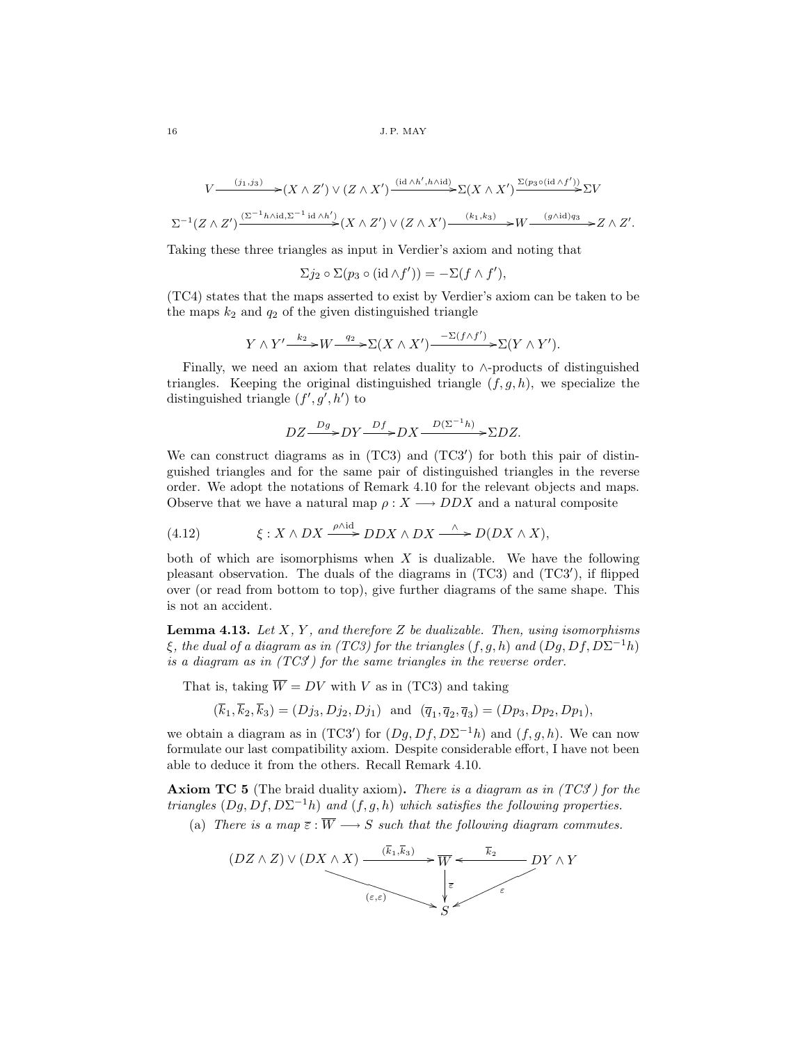$$V \xrightarrow{(j_1, j_3)} (X \wedge Z') \vee (Z \wedge X') \xrightarrow{(\mathrm{id} \wedge h', h \wedge \mathrm{id})} \Sigma(X \wedge X') \xrightarrow{\Sigma(p_3 \circ (\mathrm{id} \wedge f'))} \Sigma V$$

$$\Sigma^{-1}(Z \wedge Z') \xrightarrow{(\Sigma^{-1} h \wedge \mathrm{id}, \Sigma^{-1} \mathrm{id} \wedge h')} (X \wedge Z') \vee (Z \wedge X') \xrightarrow{(k_1, k_3)} W \xrightarrow{(g \wedge \mathrm{id}) q_3} Z \wedge Z'.$$

Taking these three triangles as input in Verdier's axiom and noting that

$$\Sigma j_2 \circ \Sigma(p_3 \circ (\mathrm{id} \wedge f')) = -\Sigma(f \wedge f'),$$

(TC4) states that the maps asserted to exist by Verdier's axiom can be taken to be the maps $k_2$ and $q_2$ of the given distinguished triangle

$$Y \wedge Y' \xrightarrow{k_2} W \xrightarrow{q_2} \Sigma(X \wedge X') \xrightarrow{-\Sigma(f \wedge f')} \Sigma(Y \wedge Y').$$

Finally, we need an axiom that relates duality to $\wedge$-products of distinguished triangles. Keeping the original distinguished triangle $(f, g, h)$, we specialize the distinguished triangle $(f', g', h')$ to

$$DZ \xrightarrow{Dg} DY \xrightarrow{Df} DX \xrightarrow{D(\Sigma^{-1} h)} \Sigma DZ.$$

We can construct diagrams as in (TC3) and (TC3$'$) for both this pair of distinguished triangles and for the same pair of distinguished triangles in the reverse order. We adopt the notations of Remark 4.10 for the relevant objects and maps. Observe that we have a natural map $\rho : X \longrightarrow DDX$ and a natural composite

$$\xi : X \wedge DX \xrightarrow{\rho \wedge \mathrm{id}} DDX \wedge DX \xrightarrow{\wedge} D(DX \wedge X), \tag{4.12}$$

both of which are isomorphisms when $X$ is dualizable. We have the following pleasant observation. The duals of the diagrams in (TC3) and (TC3$'$), if flipped over (or read from bottom to top), give further diagrams of the same shape. This is not an accident.

**Lemma 4.13.** *Let $X$, $Y$, and therefore $Z$ be dualizable. Then, using isomorphisms $\xi$, the dual of a diagram as in (TC3) for the triangles $(f, g, h)$ and $(Dg, Df, D\Sigma^{-1} h)$ is a diagram as in (TC3$'$) for the same triangles in the reverse order.*

That is, taking $\overline{W} = DV$ with $V$ as in (TC3) and taking

$$(\overline{k}_1, \overline{k}_2, \overline{k}_3) = (Dj_3, Dj_2, Dj_1) \quad \text{and} \quad (\overline{q}_1, \overline{q}_2, \overline{q}_3) = (Dp_3, Dp_2, Dp_1),$$

we obtain a diagram as in (TC3$'$) for $(Dg, Df, D\Sigma^{-1} h)$ and $(f, g, h)$. We can now formulate our last compatibility axiom. Despite considerable effort, I have not been able to deduce it from the others. Recall Remark 4.10.

**Axiom TC 5** (The braid duality axiom)**.** *There is a diagram as in (TC3$'$) for the triangles $(Dg, Df, D\Sigma^{-1} h)$ and $(f, g, h)$ which satisfies the following properties.*

(a) *There is a map $\overline{\varepsilon} : \overline{W} \longrightarrow S$ such that the following diagram commutes.*

$$\begin{array}{ccccc}
(DZ \wedge Z) \vee (DX \wedge X) & \xrightarrow{(\overline{k}_1, \overline{k}_3)} & \overline{W} & \xleftarrow{\overline{k}_2} & DY \wedge Y \\
& \searrow^{(\varepsilon, \varepsilon)} & \downarrow{\scriptstyle \overline{\varepsilon}} & \swarrow_{\varepsilon} & \\
& & S & &
\end{array}$$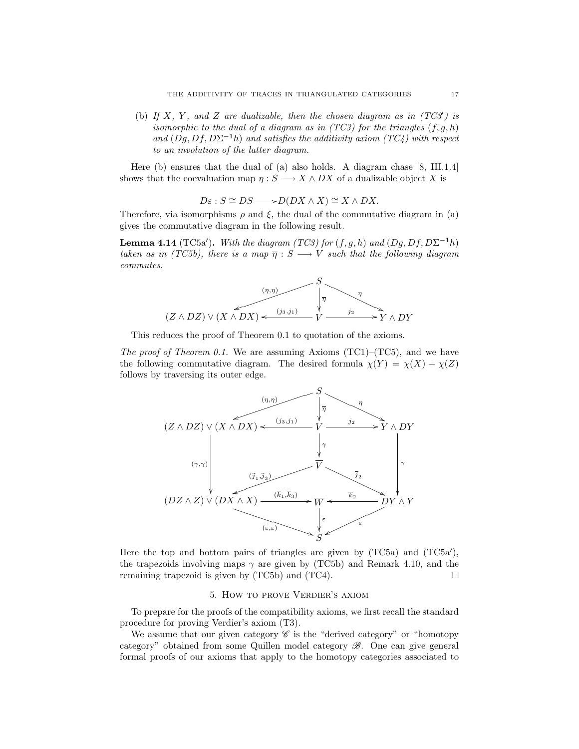(b) *If $X$, $Y$, and $Z$ are dualizable, then the chosen diagram as in (TC3′) is isomorphic to the dual of a diagram as in (TC3) for the triangles $(f,g,h)$ and $(Dg, Df, D\Sigma^{-1}h)$ and satisfies the additivity axiom (TC4) with respect to an involution of the latter diagram.*

Here (b) ensures that the dual of (a) also holds. A diagram chase [8, III.1.4] shows that the coevaluation map $\eta : S \longrightarrow X \wedge DX$ of a dualizable object $X$ is

$$D\varepsilon : S \cong DS \longrightarrow D(DX \wedge X) \cong X \wedge DX.$$

Therefore, via isomorphisms $\rho$ and $\xi$, the dual of the commutative diagram in (a) gives the commutative diagram in the following result.

**Lemma 4.14** (TC5a′)**.** *With the diagram (TC3) for $(f,g,h)$ and $(Dg, Df, D\Sigma^{-1}h)$ taken as in (TC5b), there is a map $\overline{\eta} : S \longrightarrow V$ such that the following diagram commutes.*

$$\begin{array}{ccccc}
 & & S & & \\
 & \swarrow^{(\eta,\eta)} & \downarrow \overline{\eta} & \searrow^{\eta} & \\
(Z \wedge DZ) \vee (X \wedge DX) & \xleftarrow{(j_3, j_1)} & V & \xrightarrow{j_2} & Y \wedge DY
\end{array}$$

This reduces the proof of Theorem 0.1 to quotation of the axioms.

*The proof of Theorem 0.1.* We are assuming Axioms (TC1)–(TC5), and we have the following commutative diagram. The desired formula $\chi(Y) = \chi(X) + \chi(Z)$ follows by traversing its outer edge.

$$\begin{array}{ccccc}
 & & S & & \\
 & \swarrow^{(\eta,\eta)} & \downarrow \overline{\eta} & \searrow^{\eta} & \\
(Z \wedge DZ) \vee (X \wedge DX) & \xleftarrow{(j_3, j_1)} & V & \xrightarrow{j_2} & Y \wedge DY \\
\downarrow (\gamma,\gamma) & & \downarrow \gamma & & \downarrow \gamma \\
 & \swarrow^{(\overline{j}_1, \overline{j}_3)} & \overline{V} & \searrow^{\overline{j}_2} & \\
(DZ \wedge Z) \vee (DX \wedge X) & \xrightarrow{(\overline{k}_1, \overline{k}_3)} & \overline{W} & \xleftarrow{\overline{k}_2} & DY \wedge Y \\
 & \searrow_{(\varepsilon,\varepsilon)} & \downarrow \overline{\varepsilon} & \swarrow_{\varepsilon} & \\
 & & S & &
\end{array}$$

Here the top and bottom pairs of triangles are given by (TC5a) and (TC5a′), the trapezoids involving maps $\gamma$ are given by (TC5b) and Remark 4.10, and the remaining trapezoid is given by (TC5b) and (TC4). □

## 5. How to prove Verdier's axiom

To prepare for the proofs of the compatibility axioms, we first recall the standard procedure for proving Verdier's axiom (T3).

We assume that our given category $\mathscr{C}$ is the "derived category" or "homotopy category" obtained from some Quillen model category $\mathscr{B}$. One can give general formal proofs of our axioms that apply to the homotopy categories associated to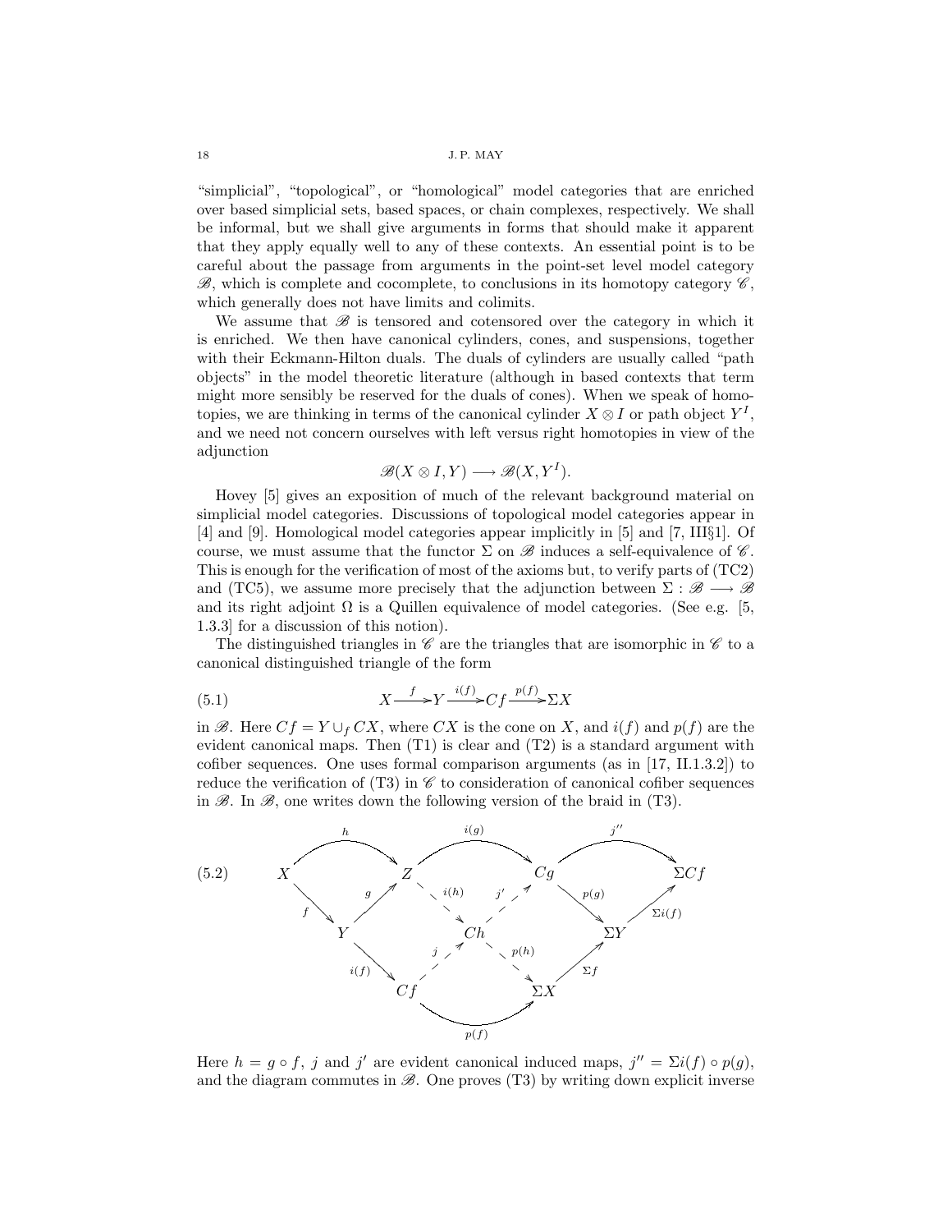"simplicial", "topological", or "homological" model categories that are enriched over based simplicial sets, based spaces, or chain complexes, respectively. We shall be informal, but we shall give arguments in forms that should make it apparent that they apply equally well to any of these contexts. An essential point is to be careful about the passage from arguments in the point-set level model category $\mathscr{B}$, which is complete and cocomplete, to conclusions in its homotopy category $\mathscr{C}$, which generally does not have limits and colimits.

We assume that $\mathscr{B}$ is tensored and cotensored over the category in which it is enriched. We then have canonical cylinders, cones, and suspensions, together with their Eckmann-Hilton duals. The duals of cylinders are usually called "path objects" in the model theoretic literature (although in based contexts that term might more sensibly be reserved for the duals of cones). When we speak of homotopies, we are thinking in terms of the canonical cylinder $X \otimes I$ or path object $Y^I$, and we need not concern ourselves with left versus right homotopies in view of the adjunction

$$\mathscr{B}(X \otimes I, Y) \longrightarrow \mathscr{B}(X, Y^I).$$

Hovey [5] gives an exposition of much of the relevant background material on simplicial model categories. Discussions of topological model categories appear in [4] and [9]. Homological model categories appear implicitly in [5] and [7, III§1]. Of course, we must assume that the functor $\Sigma$ on $\mathscr{B}$ induces a self-equivalence of $\mathscr{C}$. This is enough for the verification of most of the axioms but, to verify parts of (TC2) and (TC5), we assume more precisely that the adjunction between $\Sigma : \mathscr{B} \longrightarrow \mathscr{B}$ and its right adjoint $\Omega$ is a Quillen equivalence of model categories. (See e.g. [5, 1.3.3] for a discussion of this notion).

The distinguished triangles in $\mathscr{C}$ are the triangles that are isomorphic in $\mathscr{C}$ to a canonical distinguished triangle of the form

$$X \xrightarrow{\ f\ } Y \xrightarrow{\ i(f)\ } Cf \xrightarrow{\ p(f)\ } \Sigma X \tag{5.1}$$

in $\mathscr{B}$. Here $Cf = Y \cup_f CX$, where $CX$ is the cone on $X$, and $i(f)$ and $p(f)$ are the evident canonical maps. Then (T1) is clear and (T2) is a standard argument with cofiber sequences. One uses formal comparison arguments (as in [17, II.1.3.2]) to reduce the verification of (T3) in $\mathscr{C}$ to consideration of canonical cofiber sequences in $\mathscr{B}$. In $\mathscr{B}$, one writes down the following version of the braid in (T3).

$$\begin{array}{ccccccc}
X & \xrightarrow{\quad h \quad} & Z & \xrightarrow{\quad i(g) \quad} & Cg & \xrightarrow{\quad j'' \quad} & \Sigma Cf \\
 & {\scriptstyle f}\searrow \quad \nearrow{\scriptstyle g} & & {\scriptstyle i(h)}\searrow \quad \nearrow{\scriptstyle j'} & & {\scriptstyle p(g)}\searrow \quad \nearrow{\scriptstyle \Sigma i(f)} & \\
 & Y & & Ch & & \Sigma Y & \\
 & {\scriptstyle i(f)}\searrow \quad & & \nearrow{\scriptstyle j} \quad \searrow{\scriptstyle p(h)} & & \quad \nearrow{\scriptstyle \Sigma f} & \\
 & & Cf & \xrightarrow{\quad p(f) \quad} & \Sigma X & &
\end{array} \tag{5.2}$$

Here $h = g \circ f$, $j$ and $j'$ are evident canonical induced maps, $j'' = \Sigma i(f) \circ p(g)$, and the diagram commutes in $\mathscr{B}$. One proves (T3) by writing down explicit inverse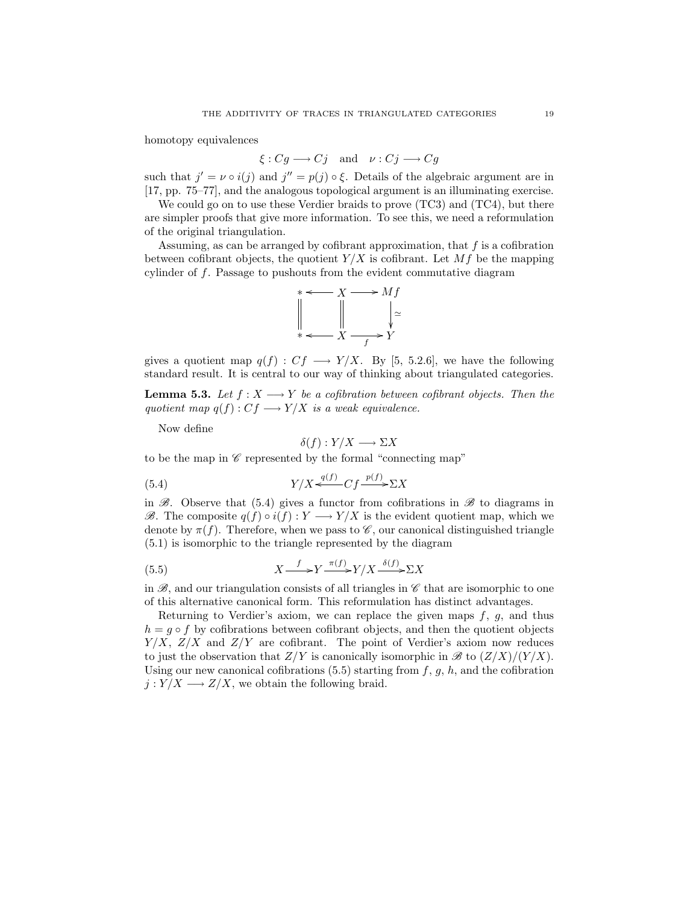homotopy equivalences

$$\xi : Cg \longrightarrow Cj \quad \text{and} \quad \nu : Cj \longrightarrow Cg$$

such that $j' = \nu \circ i(j)$ and $j'' = p(j) \circ \xi$. Details of the algebraic argument are in [17, pp. 75–77], and the analogous topological argument is an illuminating exercise.

We could go on to use these Verdier braids to prove (TC3) and (TC4), but there are simpler proofs that give more information. To see this, we need a reformulation of the original triangulation.

Assuming, as can be arranged by cofibrant approximation, that $f$ is a cofibration between cofibrant objects, the quotient $Y/X$ is cofibrant. Let $Mf$ be the mapping cylinder of $f$. Passage to pushouts from the evident commutative diagram

$$\begin{array}{ccccc} * & \longleftarrow & X & \longrightarrow & Mf \\ \| & & \| & & \downarrow \simeq \\ * & \longleftarrow & X & \xrightarrow[f]{} & Y \end{array}$$

gives a quotient map $q(f) : Cf \longrightarrow Y/X$. By [5, 5.2.6], we have the following standard result. It is central to our way of thinking about triangulated categories.

**Lemma 5.3.** *Let $f : X \longrightarrow Y$ be a cofibration between cofibrant objects. Then the quotient map $q(f) : Cf \longrightarrow Y/X$ is a weak equivalence.*

Now define

$$\delta(f) : Y/X \longrightarrow \Sigma X$$

to be the map in $\mathscr{C}$ represented by the formal "connecting map"

$$Y/X \xleftarrow{q(f)} Cf \xrightarrow{p(f)} \Sigma X \tag{5.4}$$

in $\mathscr{B}$. Observe that (5.4) gives a functor from cofibrations in $\mathscr{B}$ to diagrams in $\mathscr{B}$. The composite $q(f) \circ i(f) : Y \longrightarrow Y/X$ is the evident quotient map, which we denote by $\pi(f)$. Therefore, when we pass to $\mathscr{C}$, our canonical distinguished triangle (5.1) is isomorphic to the triangle represented by the diagram

$$X \xrightarrow{f} Y \xrightarrow{\pi(f)} Y/X \xrightarrow{\delta(f)} \Sigma X \tag{5.5}$$

in $\mathscr{B}$, and our triangulation consists of all triangles in $\mathscr{C}$ that are isomorphic to one of this alternative canonical form. This reformulation has distinct advantages.

Returning to Verdier's axiom, we can replace the given maps $f$, $g$, and thus $h = g \circ f$ by cofibrations between cofibrant objects, and then the quotient objects $Y/X$, $Z/X$ and $Z/Y$ are cofibrant. The point of Verdier's axiom now reduces to just the observation that $Z/Y$ is canonically isomorphic in $\mathscr{B}$ to $(Z/X)/(Y/X)$. Using our new canonical cofibrations (5.5) starting from $f$, $g$, $h$, and the cofibration $j : Y/X \longrightarrow Z/X$, we obtain the following braid.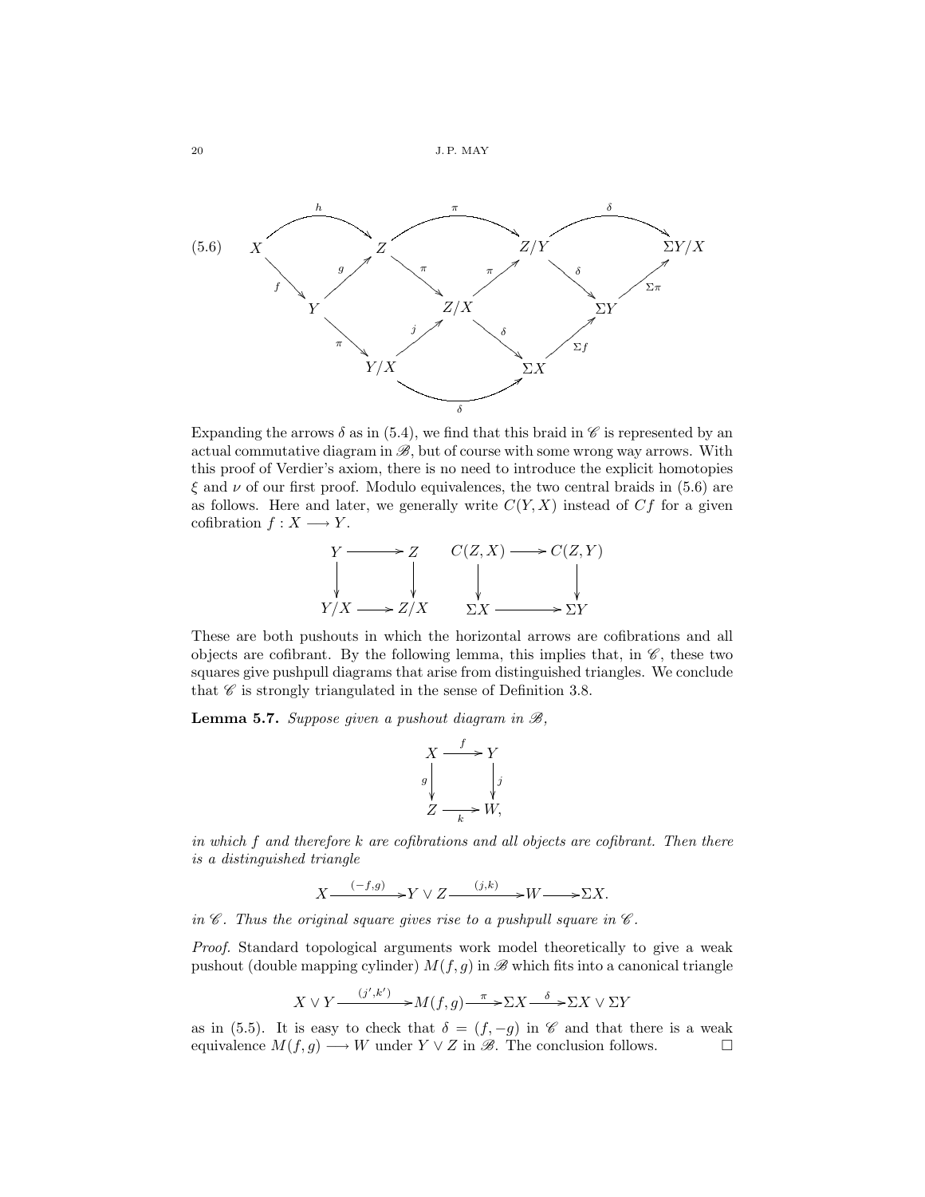$$
(5.6)\qquad
\begin{array}{c}
X \xrightarrow{h} Z \xrightarrow{\pi} Z/Y \xrightarrow{\delta} \Sigma Y/X \\[4pt]
X \xrightarrow{f} Y \xrightarrow{g} Z,\quad Z \xrightarrow{\pi} Z/X \xrightarrow{\pi} Z/Y,\quad Z/Y \xrightarrow{\delta} \Sigma Y \xrightarrow{\Sigma\pi} \Sigma Y/X \\[4pt]
Y \xrightarrow{\pi} Y/X \xrightarrow{j} Z/X \xrightarrow{\delta} \Sigma X \xrightarrow{\Sigma f} \Sigma Y \\[4pt]
Y/X \xrightarrow{\delta} \Sigma X
\end{array}
$$

Expanding the arrows $\delta$ as in (5.4), we find that this braid in $\mathscr{C}$ is represented by an actual commutative diagram in $\mathscr{B}$, but of course with some wrong way arrows. With this proof of Verdier's axiom, there is no need to introduce the explicit homotopies $\xi$ and $\nu$ of our first proof. Modulo equivalences, the two central braids in (5.6) are as follows. Here and later, we generally write $C(Y,X)$ instead of $Cf$ for a given cofibration $f: X \longrightarrow Y$.

$$
\begin{array}{ccc}
Y & \longrightarrow & Z \\
\downarrow & & \downarrow \\
Y/X & \longrightarrow & Z/X
\end{array}
\qquad
\begin{array}{ccc}
C(Z,X) & \longrightarrow & C(Z,Y) \\
\downarrow & & \downarrow \\
\Sigma X & \longrightarrow & \Sigma Y
\end{array}
$$

These are both pushouts in which the horizontal arrows are cofibrations and all objects are cofibrant. By the following lemma, this implies that, in $\mathscr{C}$, these two squares give pushpull diagrams that arise from distinguished triangles. We conclude that $\mathscr{C}$ is strongly triangulated in the sense of Definition 3.8.

**Lemma 5.7.** *Suppose given a pushout diagram in $\mathscr{B}$,*

$$
\begin{array}{ccc}
X & \xrightarrow{f} & Y \\
{\scriptstyle g}\downarrow & & \downarrow{\scriptstyle j} \\
Z & \xrightarrow[k]{} & W,
\end{array}
$$

*in which $f$ and therefore $k$ are cofibrations and all objects are cofibrant. Then there is a distinguished triangle*

$$
X \xrightarrow{(-f,g)} Y \vee Z \xrightarrow{(j,k)} W \longrightarrow \Sigma X.
$$

*in $\mathscr{C}$. Thus the original square gives rise to a pushpull square in $\mathscr{C}$.*

*Proof.* Standard topological arguments work model theoretically to give a weak pushout (double mapping cylinder) $M(f,g)$ in $\mathscr{B}$ which fits into a canonical triangle

$$
X \vee Y \xrightarrow{(j',k')} M(f,g) \xrightarrow{\pi} \Sigma X \xrightarrow{\delta} \Sigma X \vee \Sigma Y
$$

as in (5.5). It is easy to check that $\delta = (f,-g)$ in $\mathscr{C}$ and that there is a weak equivalence $M(f,g) \longrightarrow W$ under $Y \vee Z$ in $\mathscr{B}$. The conclusion follows. $\square$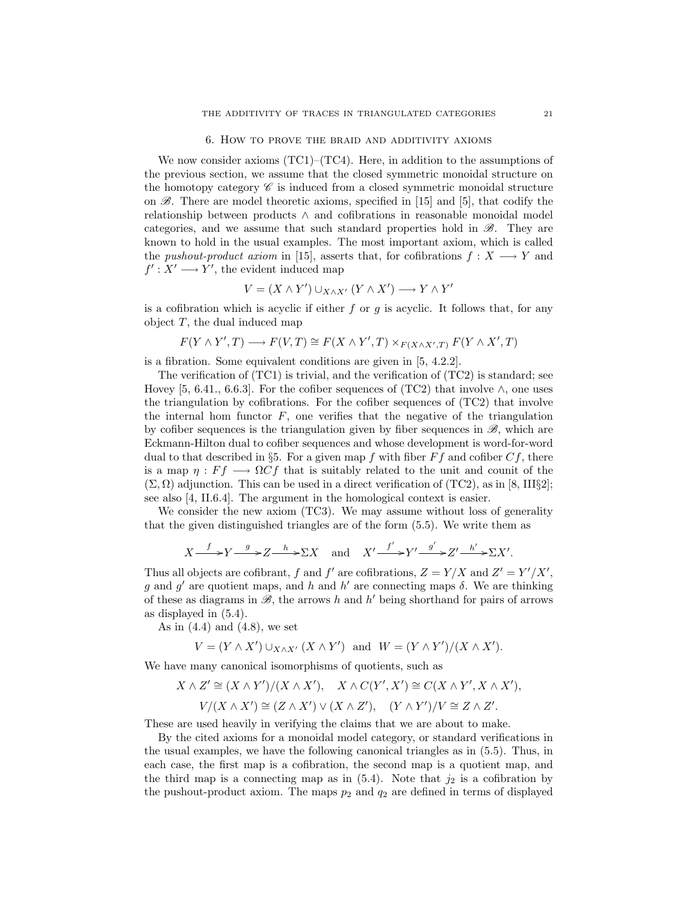## 6. How to prove the braid and additivity axioms

We now consider axioms (TC1)–(TC4). Here, in addition to the assumptions of the previous section, we assume that the closed symmetric monoidal structure on the homotopy category $\mathscr{C}$ is induced from a closed symmetric monoidal structure on $\mathscr{B}$. There are model theoretic axioms, specified in [15] and [5], that codify the relationship between products $\wedge$ and cofibrations in reasonable monoidal model categories, and we assume that such standard properties hold in $\mathscr{B}$. They are known to hold in the usual examples. The most important axiom, which is called the *pushout-product axiom* in [15], asserts that, for cofibrations $f : X \longrightarrow Y$ and $f' : X' \longrightarrow Y'$, the evident induced map

$$V = (X \wedge Y') \cup_{X \wedge X'} (Y \wedge X') \longrightarrow Y \wedge Y'$$

is a cofibration which is acyclic if either $f$ or $g$ is acyclic. It follows that, for any object $T$, the dual induced map

$$F(Y \wedge Y', T) \longrightarrow F(V, T) \cong F(X \wedge Y', T) \times_{F(X \wedge X', T)} F(Y \wedge X', T)$$

is a fibration. Some equivalent conditions are given in [5, 4.2.2].

The verification of (TC1) is trivial, and the verification of (TC2) is standard; see Hovey [5, 6.41., 6.6.3]. For the cofiber sequences of (TC2) that involve $\wedge$, one uses the triangulation by cofibrations. For the cofiber sequences of (TC2) that involve the internal hom functor $F$, one verifies that the negative of the triangulation by cofiber sequences is the triangulation given by fiber sequences in $\mathscr{B}$, which are Eckmann-Hilton dual to cofiber sequences and whose development is word-for-word dual to that described in §5. For a given map $f$ with fiber $Ff$ and cofiber $Cf$, there is a map $\eta : Ff \longrightarrow \Omega Cf$ that is suitably related to the unit and counit of the $(\Sigma, \Omega)$ adjunction. This can be used in a direct verification of (TC2), as in [8, III§2]; see also [4, II.6.4]. The argument in the homological context is easier.

We consider the new axiom (TC3). We may assume without loss of generality that the given distinguished triangles are of the form (5.5). We write them as

$$X \xrightarrow{\ f\ } Y \xrightarrow{\ g\ } Z \xrightarrow{\ h\ } \Sigma X \quad \text{and} \quad X' \xrightarrow{\ f'\ } Y' \xrightarrow{\ g'\ } Z' \xrightarrow{\ h'\ } \Sigma X'.$$

Thus all objects are cofibrant, $f$ and $f'$ are cofibrations, $Z = Y/X$ and $Z' = Y'/X'$, $g$ and $g'$ are quotient maps, and $h$ and $h'$ are connecting maps $\delta$. We are thinking of these as diagrams in $\mathscr{B}$, the arrows $h$ and $h'$ being shorthand for pairs of arrows as displayed in (5.4).

As in (4.4) and (4.8), we set

$$V = (Y \wedge X') \cup_{X \wedge X'} (X \wedge Y') \ \text{ and } \ W = (Y \wedge Y')/(X \wedge X').$$

We have many canonical isomorphisms of quotients, such as

$$X \wedge Z' \cong (X \wedge Y')/(X \wedge X'), \quad X \wedge C(Y', X') \cong C(X \wedge Y', X \wedge X'),$$
$$V/(X \wedge X') \cong (Z \wedge X') \vee (X \wedge Z'), \quad (Y \wedge Y')/V \cong Z \wedge Z'.$$

These are used heavily in verifying the claims that we are about to make.

By the cited axioms for a monoidal model category, or standard verifications in the usual examples, we have the following canonical triangles as in (5.5). Thus, in each case, the first map is a cofibration, the second map is a quotient map, and the third map is a connecting map as in (5.4). Note that $j_2$ is a cofibration by the pushout-product axiom. The maps $p_2$ and $q_2$ are defined in terms of displayed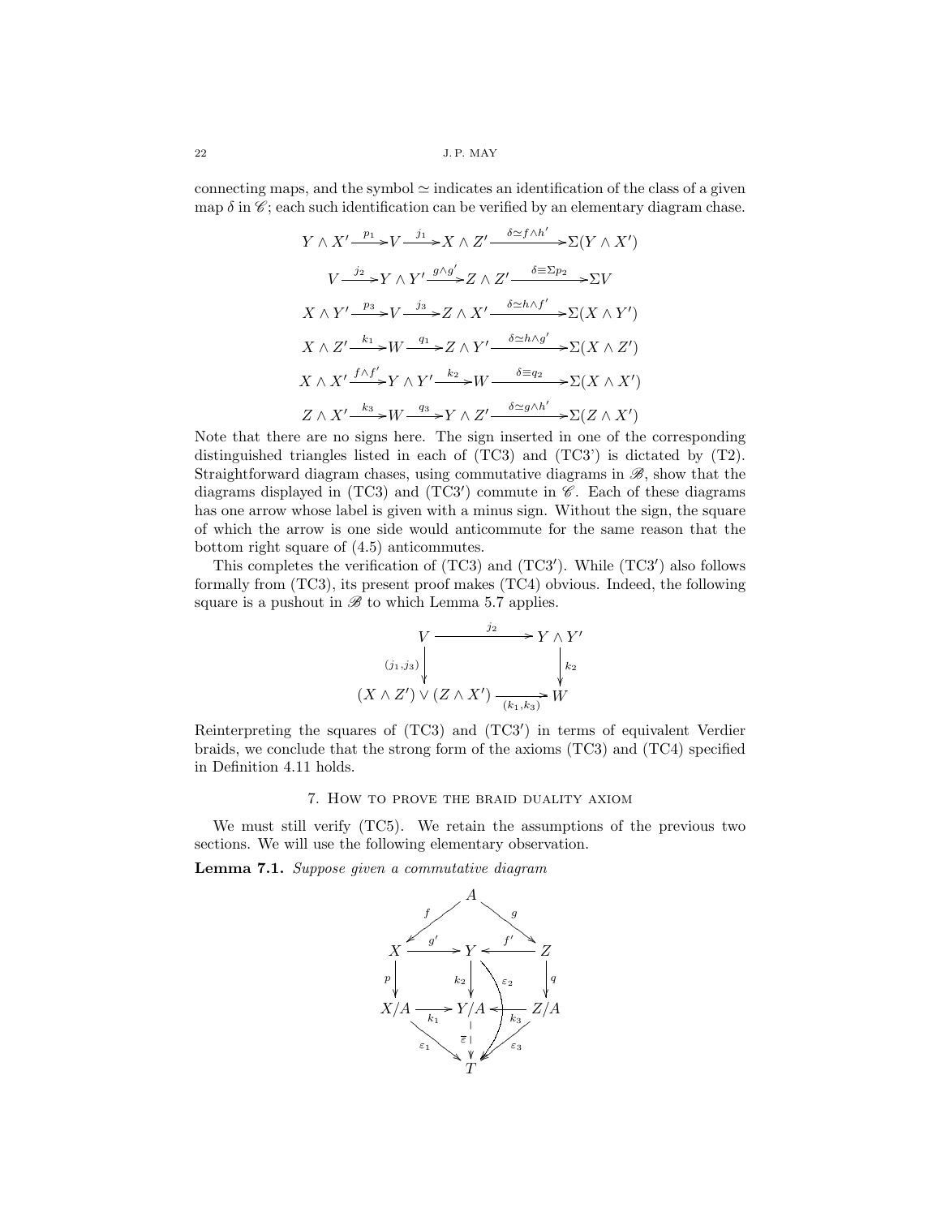connecting maps, and the symbol $\simeq$ indicates an identification of the class of a given map $\delta$ in $\mathscr{C}$; each such identification can be verified by an elementary diagram chase.

$$Y \wedge X' \xrightarrow{p_1} V \xrightarrow{j_1} X \wedge Z' \xrightarrow{\delta \simeq f \wedge h'} \Sigma(Y \wedge X')$$

$$V \xrightarrow{j_2} Y \wedge Y' \xrightarrow{g \wedge g'} Z \wedge Z' \xrightarrow{\delta \equiv \Sigma p_2} \Sigma V$$

$$X \wedge Y' \xrightarrow{p_3} V \xrightarrow{j_3} Z \wedge X' \xrightarrow{\delta \simeq h \wedge f'} \Sigma(X \wedge Y')$$

$$X \wedge Z' \xrightarrow{k_1} W \xrightarrow{q_1} Z \wedge Y' \xrightarrow{\delta \simeq h \wedge g'} \Sigma(X \wedge Z')$$

$$X \wedge X' \xrightarrow{f \wedge f'} Y \wedge Y' \xrightarrow{k_2} W \xrightarrow{\delta \equiv q_2} \Sigma(X \wedge X')$$

$$Z \wedge X' \xrightarrow{k_3} W \xrightarrow{q_3} Y \wedge Z' \xrightarrow{\delta \simeq g \wedge h'} \Sigma(Z \wedge X')$$

Note that there are no signs here. The sign inserted in one of the corresponding distinguished triangles listed in each of (TC3) and (TC3') is dictated by (T2). Straightforward diagram chases, using commutative diagrams in $\mathscr{B}$, show that the diagrams displayed in (TC3) and (TC3$'$) commute in $\mathscr{C}$. Each of these diagrams has one arrow whose label is given with a minus sign. Without the sign, the square of which the arrow is one side would anticommute for the same reason that the bottom right square of (4.5) anticommutes.

This completes the verification of (TC3) and (TC3$'$). While (TC3$'$) also follows formally from (TC3), its present proof makes (TC4) obvious. Indeed, the following square is a pushout in $\mathscr{B}$ to which Lemma 5.7 applies.

$$\begin{array}{ccc}
V & \xrightarrow{\quad j_2 \quad} & Y \wedge Y' \\
{\scriptstyle (j_1, j_3)}\downarrow & & \downarrow{\scriptstyle k_2} \\
(X \wedge Z') \vee (Z \wedge X') & \xrightarrow[(k_1, k_3)]{} & W
\end{array}$$

Reinterpreting the squares of (TC3) and (TC3$'$) in terms of equivalent Verdier braids, we conclude that the strong form of the axioms (TC3) and (TC4) specified in Definition 4.11 holds.

## 7. How to prove the braid duality axiom

We must still verify (TC5). We retain the assumptions of the previous two sections. We will use the following elementary observation.

**Lemma 7.1.** *Suppose given a commutative diagram*

$$\begin{array}{ccccc}
 & & A & & \\
 & {\scriptstyle f}\swarrow & & \searrow{\scriptstyle g} & \\
X & \xrightarrow{g'} & Y & \xleftarrow{f'} & Z \\
{\scriptstyle p}\downarrow & & {\scriptstyle k_2}\downarrow & & \downarrow{\scriptstyle q} \\
X/A & \xrightarrow[k_1]{} & Y/A & \xleftarrow[k_3]{} & Z/A \\
 & {\scriptstyle \varepsilon_1}\searrow & {\scriptstyle \bar{\varepsilon}}\downarrow & \swarrow{\scriptstyle \varepsilon_3} & \\
 & & T & &
\end{array}$$

with an additional arrow $\varepsilon_2 \colon Y \to T$.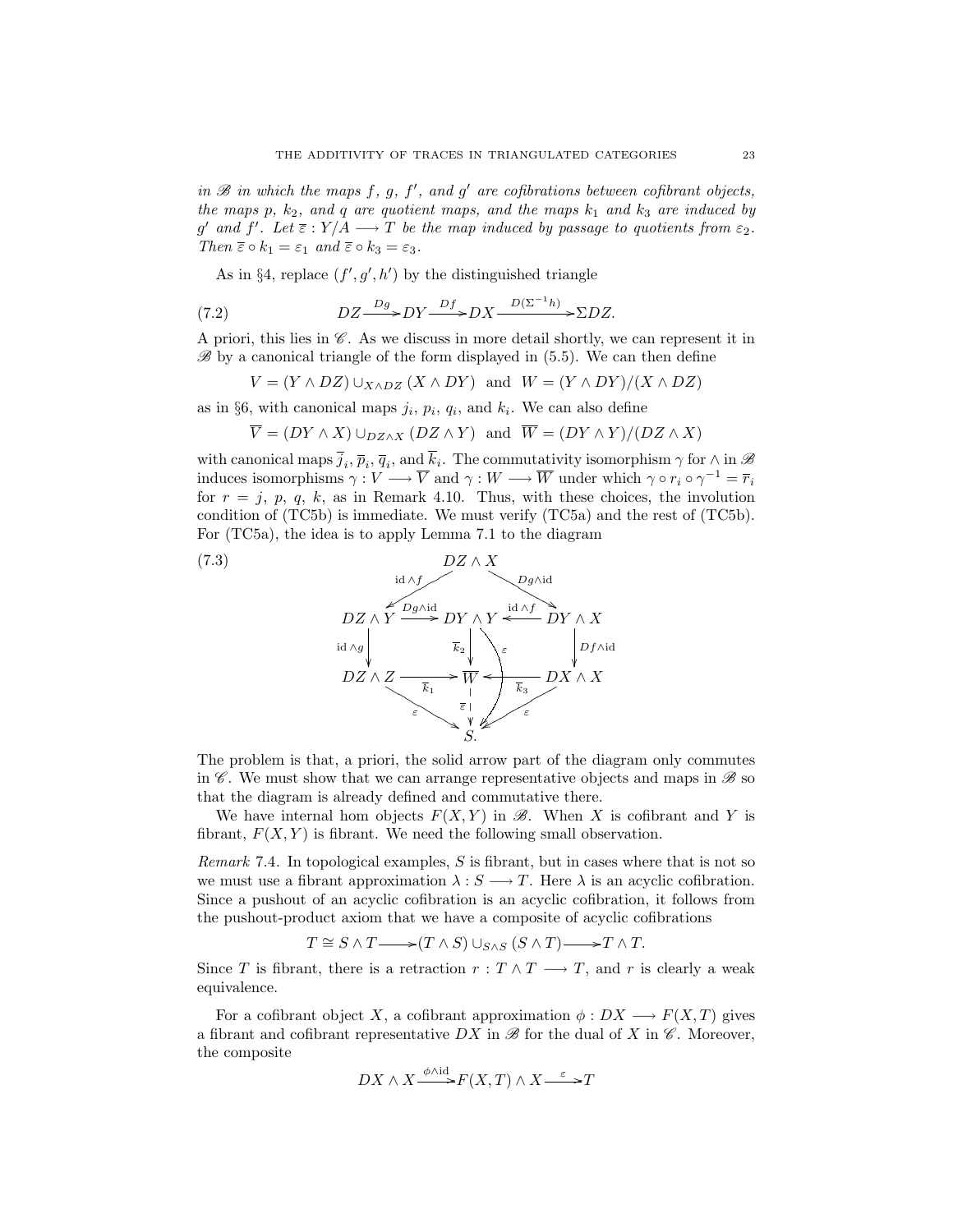*in $\mathscr{B}$ in which the maps $f$, $g$, $f'$, and $g'$ are cofibrations between cofibrant objects, the maps $p$, $k_2$, and $q$ are quotient maps, and the maps $k_1$ and $k_3$ are induced by $g'$ and $f'$. Let $\overline{\varepsilon} : Y/A \longrightarrow T$ be the map induced by passage to quotients from $\varepsilon_2$. Then $\overline{\varepsilon} \circ k_1 = \varepsilon_1$ and $\overline{\varepsilon} \circ k_3 = \varepsilon_3$.*

As in §4, replace $(f', g', h')$ by the distinguished triangle

$$DZ \xrightarrow{Dg} DY \xrightarrow{Df} DX \xrightarrow{D(\Sigma^{-1}h)} \Sigma DZ. \tag{7.2}$$

A priori, this lies in $\mathscr{C}$. As we discuss in more detail shortly, we can represent it in $\mathscr{B}$ by a canonical triangle of the form displayed in (5.5). We can then define

$$V = (Y \wedge DZ) \cup_{X \wedge DZ} (X \wedge DY) \quad \text{and} \quad W = (Y \wedge DY)/(X \wedge DZ)$$

as in §6, with canonical maps $j_i$, $p_i$, $q_i$, and $k_i$. We can also define

$$\overline{V} = (DY \wedge X) \cup_{DZ \wedge X} (DZ \wedge Y) \quad \text{and} \quad \overline{W} = (DY \wedge Y)/(DZ \wedge X)$$

with canonical maps $\overline{j}_i$, $\overline{p}_i$, $\overline{q}_i$, and $\overline{k}_i$. The commutativity isomorphism $\gamma$ for $\wedge$ in $\mathscr{B}$ induces isomorphisms $\gamma : V \longrightarrow \overline{V}$ and $\gamma : W \longrightarrow \overline{W}$ under which $\gamma \circ r_i \circ \gamma^{-1} = \overline{r}_i$ for $r = j$, $p$, $q$, $k$, as in Remark 4.10. Thus, with these choices, the involution condition of (TC5b) is immediate. We must verify (TC5a) and the rest of (TC5b). For (TC5a), the idea is to apply Lemma 7.1 to the diagram

$$\begin{array}{ccccc} & & DZ \wedge X & & \\ & \swarrow^{\mathrm{id} \wedge f} & & \searrow^{Dg \wedge \mathrm{id}} & \\ DZ \wedge Y & \xrightarrow{Dg \wedge \mathrm{id}} & DY \wedge Y & \xleftarrow{\mathrm{id} \wedge f} & DY \wedge X \\ \downarrow{\scriptstyle \mathrm{id} \wedge g} & & \downarrow{\scriptstyle \overline{k}_2} \;\; \searrow{\scriptstyle \varepsilon} & & \downarrow{\scriptstyle Df \wedge \mathrm{id}} \\ DZ \wedge Z & \xrightarrow{\overline{k}_1} & \overline{W} & \xleftarrow{\overline{k}_3} & DX \wedge X \\ & \searrow_{\varepsilon} & \downarrow{\scriptstyle \overline{\varepsilon}} & \swarrow_{\varepsilon} & \\ & & S. & & \end{array} \tag{7.3}$$

The problem is that, a priori, the solid arrow part of the diagram only commutes in $\mathscr{C}$. We must show that we can arrange representative objects and maps in $\mathscr{B}$ so that the diagram is already defined and commutative there.

We have internal hom objects $F(X, Y)$ in $\mathscr{B}$. When $X$ is cofibrant and $Y$ is fibrant, $F(X, Y)$ is fibrant. We need the following small observation.

*Remark* 7.4. In topological examples, $S$ is fibrant, but in cases where that is not so we must use a fibrant approximation $\lambda : S \longrightarrow T$. Here $\lambda$ is an acyclic cofibration. Since a pushout of an acyclic cofibration is an acyclic cofibration, it follows from the pushout-product axiom that we have a composite of acyclic cofibrations

$$T \cong S \wedge T \longrightarrow (T \wedge S) \cup_{S \wedge S} (S \wedge T) \longrightarrow T \wedge T.$$

Since $T$ is fibrant, there is a retraction $r : T \wedge T \longrightarrow T$, and $r$ is clearly a weak equivalence.

For a cofibrant object $X$, a cofibrant approximation $\phi : DX \longrightarrow F(X, T)$ gives a fibrant and cofibrant representative $DX$ in $\mathscr{B}$ for the dual of $X$ in $\mathscr{C}$. Moreover, the composite

$$DX \wedge X \xrightarrow{\phi \wedge \mathrm{id}} F(X, T) \wedge X \xrightarrow{\varepsilon} T$$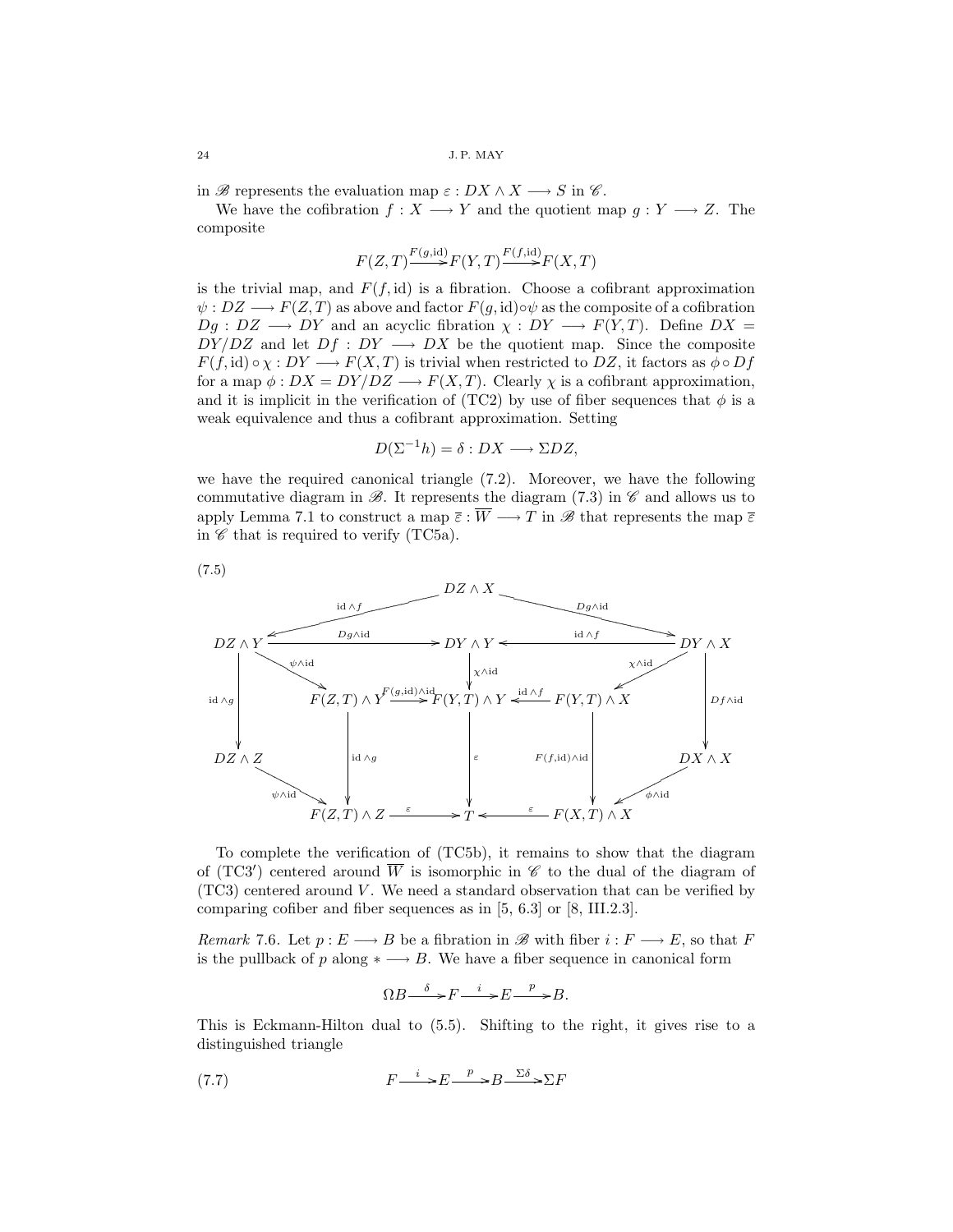in $\mathscr{B}$ represents the evaluation map $\varepsilon : DX \wedge X \longrightarrow S$ in $\mathscr{C}$.

We have the cofibration $f : X \longrightarrow Y$ and the quotient map $g : Y \longrightarrow Z$. The composite

$$F(Z,T) \xrightarrow{F(g,\mathrm{id})} F(Y,T) \xrightarrow{F(f,\mathrm{id})} F(X,T)$$

is the trivial map, and $F(f,\mathrm{id})$ is a fibration. Choose a cofibrant approximation $\psi : DZ \longrightarrow F(Z,T)$ as above and factor $F(g,\mathrm{id})\circ\psi$ as the composite of a cofibration $Dg : DZ \longrightarrow DY$ and an acyclic fibration $\chi : DY \longrightarrow F(Y,T)$. Define $DX = DY/DZ$ and let $Df : DY \longrightarrow DX$ be the quotient map. Since the composite $F(f,\mathrm{id})\circ\chi : DY \longrightarrow F(X,T)$ is trivial when restricted to $DZ$, it factors as $\phi \circ Df$ for a map $\phi : DX = DY/DZ \longrightarrow F(X,T)$. Clearly $\chi$ is a cofibrant approximation, and it is implicit in the verification of (TC2) by use of fiber sequences that $\phi$ is a weak equivalence and thus a cofibrant approximation. Setting

$$D(\Sigma^{-1}h) = \delta : DX \longrightarrow \Sigma DZ,$$

we have the required canonical triangle (7.2). Moreover, we have the following commutative diagram in $\mathscr{B}$. It represents the diagram (7.3) in $\mathscr{C}$ and allows us to apply Lemma 7.1 to construct a map $\overline{\varepsilon} : \overline{W} \longrightarrow T$ in $\mathscr{B}$ that represents the map $\overline{\varepsilon}$ in $\mathscr{C}$ that is required to verify (TC5a).

(7.5)

$$\begin{array}{ccccccccc}
 & & & & DZ\wedge X & & & & \\
 & \swarrow^{\mathrm{id}\wedge f} & & & & & & \searrow^{Dg\wedge\mathrm{id}} & \\
DZ\wedge Y & & & \xrightarrow{Dg\wedge \mathrm{id}} & DY\wedge Y & \xleftarrow{\mathrm{id}\wedge f} & & & DY\wedge X \\
 & \searrow^{\psi\wedge\mathrm{id}} & & & \downarrow{\scriptstyle \chi\wedge\mathrm{id}} & & & \swarrow^{\chi\wedge\mathrm{id}} & \\
\downarrow{\scriptstyle \mathrm{id}\wedge g} & & F(Z,T)\wedge Y & \xrightarrow{F(g,\mathrm{id})\wedge\mathrm{id}} & F(Y,T)\wedge Y & \xleftarrow{\mathrm{id}\wedge f} & F(Y,T)\wedge X & & \downarrow{\scriptstyle Df\wedge\mathrm{id}} \\
 & & \downarrow{\scriptstyle \mathrm{id}\wedge g} & & \downarrow{\scriptstyle \varepsilon} & & \downarrow{\scriptstyle F(f,\mathrm{id})\wedge\mathrm{id}} & & \\
DZ\wedge Z & & & & & & & & DX\wedge X \\
 & \searrow^{\psi\wedge\mathrm{id}} & & & & & & \swarrow^{\phi\wedge\mathrm{id}} & \\
 & & F(Z,T)\wedge Z & \xrightarrow{\varepsilon} & T & \xleftarrow{\varepsilon} & F(X,T)\wedge X & &
\end{array}$$

To complete the verification of (TC5b), it remains to show that the diagram of (TC3$'$) centered around $\overline{W}$ is isomorphic in $\mathscr{C}$ to the dual of the diagram of (TC3) centered around $V$. We need a standard observation that can be verified by comparing cofiber and fiber sequences as in [5, 6.3] or [8, III.2.3].

*Remark* 7.6. Let $p : E \longrightarrow B$ be a fibration in $\mathscr{B}$ with fiber $i : F \longrightarrow E$, so that $F$ is the pullback of $p$ along $* \longrightarrow B$. We have a fiber sequence in canonical form

$$\Omega B \xrightarrow{\delta} F \xrightarrow{i} E \xrightarrow{p} B.$$

This is Eckmann-Hilton dual to (5.5). Shifting to the right, it gives rise to a distinguished triangle

$$F \xrightarrow{i} E \xrightarrow{p} B \xrightarrow{\Sigma\delta} \Sigma F \tag{7.7}$$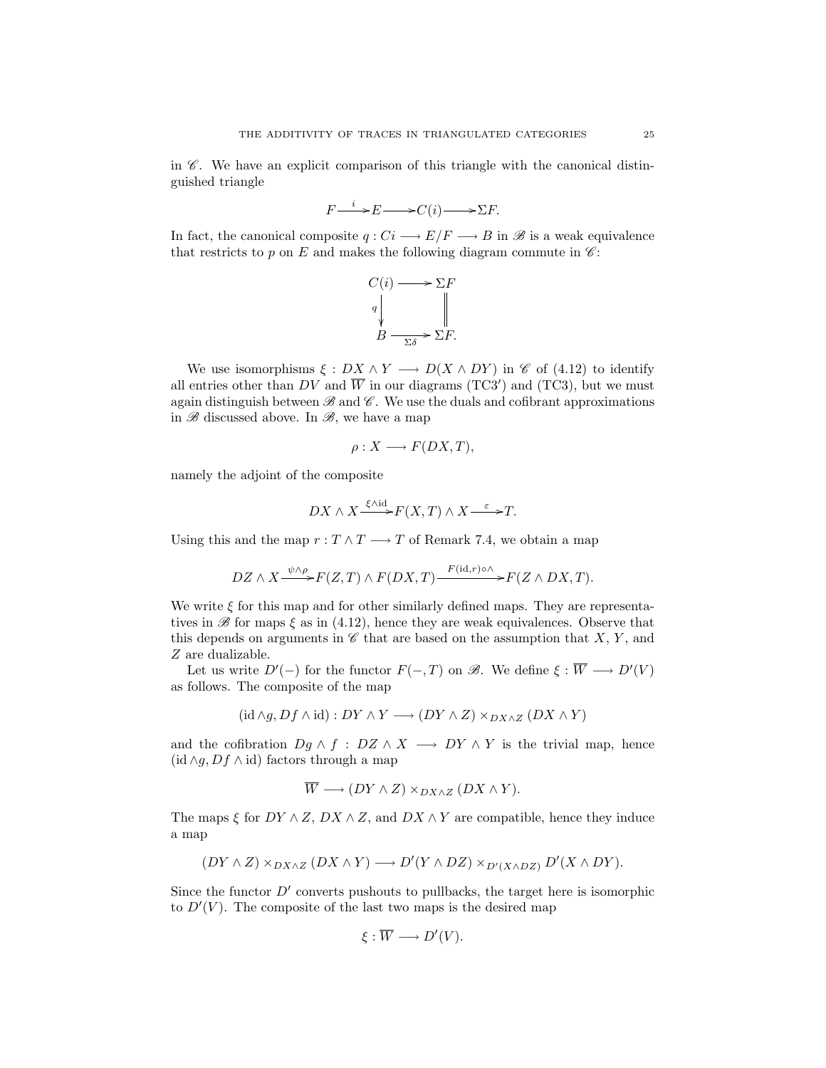in $\mathscr{C}$. We have an explicit comparison of this triangle with the canonical distinguished triangle

$$F \xrightarrow{i} E \longrightarrow C(i) \longrightarrow \Sigma F.$$

In fact, the canonical composite $q : Ci \longrightarrow E/F \longrightarrow B$ in $\mathscr{B}$ is a weak equivalence that restricts to $p$ on $E$ and makes the following diagram commute in $\mathscr{C}$:

$$\begin{array}{ccc} C(i) & \longrightarrow & \Sigma F \\ {\scriptstyle q}\downarrow & & \| \\ B & \xrightarrow[\Sigma\delta]{} & \Sigma F. \end{array}$$

We use isomorphisms $\xi : DX \wedge Y \longrightarrow D(X \wedge DY)$ in $\mathscr{C}$ of (4.12) to identify all entries other than $DV$ and $\overline{W}$ in our diagrams (TC3$'$) and (TC3), but we must again distinguish between $\mathscr{B}$ and $\mathscr{C}$. We use the duals and cofibrant approximations in $\mathscr{B}$ discussed above. In $\mathscr{B}$, we have a map

$$\rho : X \longrightarrow F(DX, T),$$

namely the adjoint of the composite

$$DX \wedge X \xrightarrow{\xi \wedge \mathrm{id}} F(X, T) \wedge X \xrightarrow{\varepsilon} T.$$

Using this and the map $r : T \wedge T \longrightarrow T$ of Remark 7.4, we obtain a map

$$DZ \wedge X \xrightarrow{\psi \wedge \rho} F(Z, T) \wedge F(DX, T) \xrightarrow{F(\mathrm{id}, r)\circ \wedge} F(Z \wedge DX, T).$$

We write $\xi$ for this map and for other similarly defined maps. They are representatives in $\mathscr{B}$ for maps $\xi$ as in (4.12), hence they are weak equivalences. Observe that this depends on arguments in $\mathscr{C}$ that are based on the assumption that $X$, $Y$, and $Z$ are dualizable.

Let us write $D'(-)$ for the functor $F(-, T)$ on $\mathscr{B}$. We define $\xi : \overline{W} \longrightarrow D'(V)$ as follows. The composite of the map

$$(\mathrm{id} \wedge g, Df \wedge \mathrm{id}) : DY \wedge Y \longrightarrow (DY \wedge Z) \times_{DX \wedge Z} (DX \wedge Y)$$

and the cofibration $Dg \wedge f : DZ \wedge X \longrightarrow DY \wedge Y$ is the trivial map, hence $(\mathrm{id} \wedge g, Df \wedge \mathrm{id})$ factors through a map

$$\overline{W} \longrightarrow (DY \wedge Z) \times_{DX \wedge Z} (DX \wedge Y).$$

The maps $\xi$ for $DY \wedge Z$, $DX \wedge Z$, and $DX \wedge Y$ are compatible, hence they induce a map

$$(DY \wedge Z) \times_{DX \wedge Z} (DX \wedge Y) \longrightarrow D'(Y \wedge DZ) \times_{D'(X \wedge DZ)} D'(X \wedge DY).$$

Since the functor $D'$ converts pushouts to pullbacks, the target here is isomorphic to $D'(V)$. The composite of the last two maps is the desired map

$$\xi : \overline{W} \longrightarrow D'(V).$$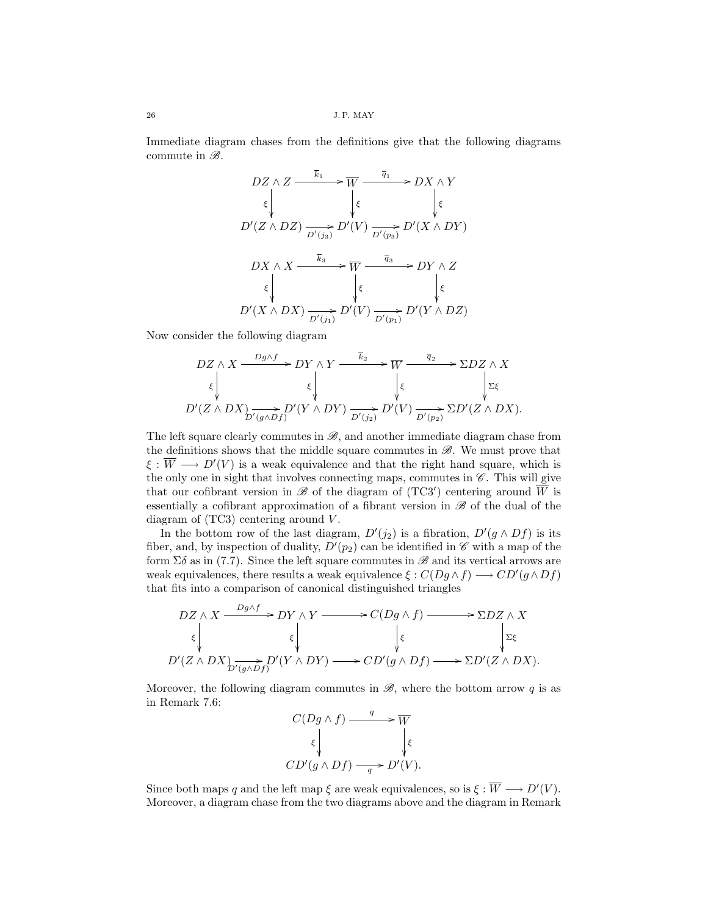Immediate diagram chases from the definitions give that the following diagrams commute in $\mathscr{B}$.

$$\begin{array}{ccccc}
DZ\wedge Z & \xrightarrow{\overline{k}_1} & \overline{W} & \xrightarrow{\overline{q}_1} & DX\wedge Y \\
\downarrow{\scriptstyle \xi} & & \downarrow{\scriptstyle \xi} & & \downarrow{\scriptstyle \xi} \\
D'(Z\wedge DZ) & \xrightarrow[D'(j_3)]{} & D'(V) & \xrightarrow[D'(p_3)]{} & D'(X\wedge DY)
\end{array}$$

$$\begin{array}{ccccc}
DX\wedge X & \xrightarrow{\overline{k}_3} & \overline{W} & \xrightarrow{\overline{q}_3} & DY\wedge Z \\
\downarrow{\scriptstyle \xi} & & \downarrow{\scriptstyle \xi} & & \downarrow{\scriptstyle \xi} \\
D'(X\wedge DX) & \xrightarrow[D'(j_1)]{} & D'(V) & \xrightarrow[D'(p_1)]{} & D'(Y\wedge DZ)
\end{array}$$

Now consider the following diagram

$$\begin{array}{ccccccc}
DZ\wedge X & \xrightarrow{Dg\wedge f} & DY\wedge Y & \xrightarrow{\overline{k}_2} & \overline{W} & \xrightarrow{\overline{q}_2} & \Sigma DZ\wedge X \\
\downarrow{\scriptstyle \xi} & & \downarrow{\scriptstyle \xi} & & \downarrow{\scriptstyle \xi} & & \downarrow{\scriptstyle \Sigma\xi} \\
D'(Z\wedge DX) & \xrightarrow[D'(g\wedge Df)]{} & D'(Y\wedge DY) & \xrightarrow[D'(j_2)]{} & D'(V) & \xrightarrow[D'(p_2)]{} & \Sigma D'(Z\wedge DX).
\end{array}$$

The left square clearly commutes in $\mathscr{B}$, and another immediate diagram chase from the definitions shows that the middle square commutes in $\mathscr{B}$. We must prove that $\xi : \overline{W} \longrightarrow D'(V)$ is a weak equivalence and that the right hand square, which is the only one in sight that involves connecting maps, commutes in $\mathscr{C}$. This will give that our cofibrant version in $\mathscr{B}$ of the diagram of (TC3$'$) centering around $\overline{W}$ is essentially a cofibrant approximation of a fibrant version in $\mathscr{B}$ of the dual of the diagram of (TC3) centering around $V$.

In the bottom row of the last diagram, $D'(j_2)$ is a fibration, $D'(g\wedge Df)$ is its fiber, and, by inspection of duality, $D'(p_2)$ can be identified in $\mathscr{C}$ with a map of the form $\Sigma\delta$ as in (7.7). Since the left square commutes in $\mathscr{B}$ and its vertical arrows are weak equivalences, there results a weak equivalence $\xi : C(Dg\wedge f) \longrightarrow CD'(g\wedge Df)$ that fits into a comparison of canonical distinguished triangles

$$\begin{array}{ccccccc}
DZ\wedge X & \xrightarrow{Dg\wedge f} & DY\wedge Y & \longrightarrow & C(Dg\wedge f) & \longrightarrow & \Sigma DZ\wedge X \\
\downarrow{\scriptstyle \xi} & & \downarrow{\scriptstyle \xi} & & \downarrow{\scriptstyle \xi} & & \downarrow{\scriptstyle \Sigma\xi} \\
D'(Z\wedge DX) & \xrightarrow[D'(g\wedge Df)]{} & D'(Y\wedge DY) & \longrightarrow & CD'(g\wedge Df) & \longrightarrow & \Sigma D'(Z\wedge DX).
\end{array}$$

Moreover, the following diagram commutes in $\mathscr{B}$, where the bottom arrow $q$ is as in Remark 7.6:

$$\begin{array}{ccc}
C(Dg\wedge f) & \xrightarrow{q} & \overline{W} \\
\downarrow{\scriptstyle \xi} & & \downarrow{\scriptstyle \xi} \\
CD'(g\wedge Df) & \xrightarrow[q]{} & D'(V).
\end{array}$$

Since both maps $q$ and the left map $\xi$ are weak equivalences, so is $\xi : \overline{W} \longrightarrow D'(V)$. Moreover, a diagram chase from the two diagrams above and the diagram in Remark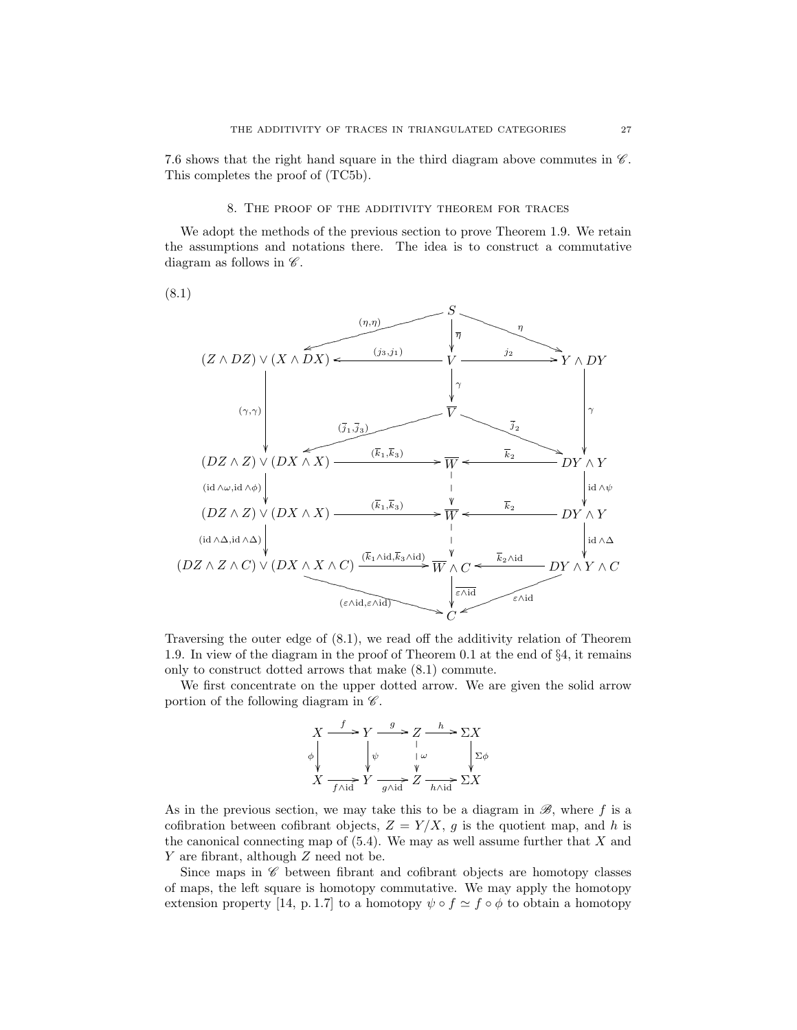7.6 shows that the right hand square in the third diagram above commutes in $\mathscr{C}$. This completes the proof of (TC5b).

## 8. The proof of the additivity theorem for traces

We adopt the methods of the previous section to prove Theorem 1.9. We retain the assumptions and notations there. The idea is to construct a commutative diagram as follows in $\mathscr{C}$.

(8.1)

$$\begin{array}{ccccc}
 & & S & & \\
 & \swarrow^{(\eta,\eta)} & \downarrow \overline{\eta} & \searrow^{\eta} & \\
(Z \wedge DZ) \vee (X \wedge DX) & \xleftarrow{(j_3, j_1)} & V & \xrightarrow{j_2} & Y \wedge DY \\
\downarrow (\gamma,\gamma) & & \downarrow \gamma & & \downarrow \gamma \\
 & \swarrow^{(\overline{j}_1, \overline{j}_3)} & \overline{V} & \searrow^{\overline{j}_2} & \\
(DZ \wedge Z) \vee (DX \wedge X) & \xrightarrow{(\overline{k}_1, \overline{k}_3)} & \overline{W} & \xleftarrow{\overline{k}_2} & DY \wedge Y \\
\downarrow (\mathrm{id} \wedge \omega, \mathrm{id} \wedge \phi) & & \vdots & & \downarrow \mathrm{id} \wedge \psi \\
(DZ \wedge Z) \vee (DX \wedge X) & \xrightarrow{(\overline{k}_1, \overline{k}_3)} & \overline{W} & \xleftarrow{\overline{k}_2} & DY \wedge Y \\
\downarrow (\mathrm{id} \wedge \Delta, \mathrm{id} \wedge \Delta) & & \vdots & & \downarrow \mathrm{id} \wedge \Delta \\
(DZ \wedge Z \wedge C) \vee (DX \wedge X \wedge C) & \xrightarrow{(\overline{k}_1 \wedge \mathrm{id}, \overline{k}_3 \wedge \mathrm{id})} & \overline{W} \wedge C & \xleftarrow{\overline{k}_2 \wedge \mathrm{id}} & DY \wedge Y \wedge C \\
 & \searrow_{(\varepsilon \wedge \mathrm{id}, \varepsilon \wedge \mathrm{id})} & \downarrow \overline{\varepsilon \wedge \mathrm{id}} & \swarrow_{\varepsilon \wedge \mathrm{id}} & \\
 & & C & &
\end{array}$$

Traversing the outer edge of (8.1), we read off the additivity relation of Theorem 1.9. In view of the diagram in the proof of Theorem 0.1 at the end of §4, it remains only to construct dotted arrows that make (8.1) commute.

We first concentrate on the upper dotted arrow. We are given the solid arrow portion of the following diagram in $\mathscr{C}$.

$$\begin{array}{ccccccc}
X & \xrightarrow{f} & Y & \xrightarrow{g} & Z & \xrightarrow{h} & \Sigma X \\
\downarrow \phi & & \downarrow \psi & & \downarrow \omega & & \downarrow \Sigma\phi \\
X & \xrightarrow[f \wedge \mathrm{id}]{} & Y & \xrightarrow[g \wedge \mathrm{id}]{} & Z & \xrightarrow[h \wedge \mathrm{id}]{} & \Sigma X
\end{array}$$

As in the previous section, we may take this to be a diagram in $\mathscr{B}$, where $f$ is a cofibration between cofibrant objects, $Z = Y/X$, $g$ is the quotient map, and $h$ is the canonical connecting map of (5.4). We may as well assume further that $X$ and $Y$ are fibrant, although $Z$ need not be.

Since maps in $\mathscr{C}$ between fibrant and cofibrant objects are homotopy classes of maps, the left square is homotopy commutative. We may apply the homotopy extension property [14, p. 1.7] to a homotopy $\psi \circ f \simeq f \circ \phi$ to obtain a homotopy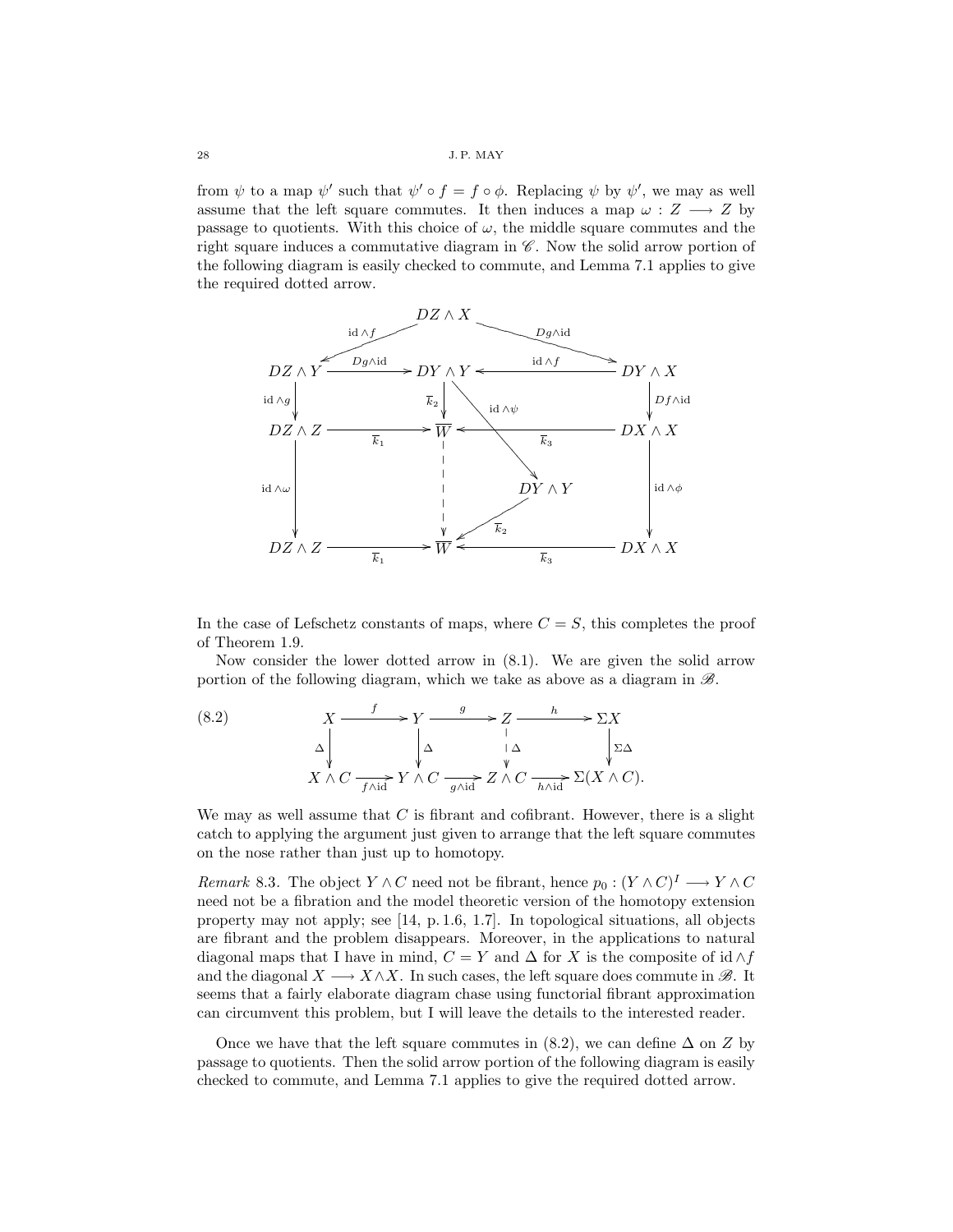from $\psi$ to a map $\psi'$ such that $\psi' \circ f = f \circ \phi$. Replacing $\psi$ by $\psi'$, we may as well assume that the left square commutes. It then induces a map $\omega : Z \longrightarrow Z$ by passage to quotients. With this choice of $\omega$, the middle square commutes and the right square induces a commutative diagram in $\mathscr{C}$. Now the solid arrow portion of the following diagram is easily checked to commute, and Lemma 7.1 applies to give the required dotted arrow.

$$
\begin{array}{ccccc}
 & & DZ \wedge X & & \\
 & \swarrow^{\mathrm{id} \wedge f} & & \searrow^{Dg \wedge \mathrm{id}} & \\
DZ \wedge Y & \xrightarrow{Dg \wedge \mathrm{id}} & DY \wedge Y & \xleftarrow{\mathrm{id} \wedge f} & DY \wedge X \\
\downarrow{\scriptstyle \mathrm{id} \wedge g} & & \downarrow{\scriptstyle \overline{k}_2} \;\searrow^{\mathrm{id} \wedge \psi} & & \downarrow{\scriptstyle Df \wedge \mathrm{id}} \\
DZ \wedge Z & \xrightarrow[\overline{k}_1]{} & \overline{W} & \xleftarrow[\overline{k}_3]{} & DX \wedge X \\
\downarrow{\scriptstyle \mathrm{id} \wedge \omega} & & \vdots & DY \wedge Y & \downarrow{\scriptstyle \mathrm{id} \wedge \phi} \\
 & & \downarrow & \swarrow_{\overline{k}_2} & \\
DZ \wedge Z & \xrightarrow[\overline{k}_1]{} & \overline{W} & \xleftarrow[\overline{k}_3]{} & DX \wedge X
\end{array}
$$

In the case of Lefschetz constants of maps, where $C = S$, this completes the proof of Theorem 1.9.

Now consider the lower dotted arrow in (8.1). We are given the solid arrow portion of the following diagram, which we take as above as a diagram in $\mathscr{B}$.

(8.2)
$$
\begin{array}{ccccccc}
X & \xrightarrow{f} & Y & \xrightarrow{g} & Z & \xrightarrow{h} & \Sigma X \\
\downarrow{\scriptstyle \Delta} & & \downarrow{\scriptstyle \Delta} & & \downarrow{\scriptstyle \Delta} & & \downarrow{\scriptstyle \Sigma\Delta} \\
X \wedge C & \xrightarrow[f \wedge \mathrm{id}]{} & Y \wedge C & \xrightarrow[g \wedge \mathrm{id}]{} & Z \wedge C & \xrightarrow[h \wedge \mathrm{id}]{} & \Sigma(X \wedge C).
\end{array}
$$

We may as well assume that $C$ is fibrant and cofibrant. However, there is a slight catch to applying the argument just given to arrange that the left square commutes on the nose rather than just up to homotopy.

*Remark* 8.3. The object $Y \wedge C$ need not be fibrant, hence $p_0 : (Y \wedge C)^I \longrightarrow Y \wedge C$ need not be a fibration and the model theoretic version of the homotopy extension property may not apply; see [14, p. 1.6, 1.7]. In topological situations, all objects are fibrant and the problem disappears. Moreover, in the applications to natural diagonal maps that I have in mind, $C = Y$ and $\Delta$ for $X$ is the composite of $\mathrm{id} \wedge f$ and the diagonal $X \longrightarrow X \wedge X$. In such cases, the left square does commute in $\mathscr{B}$. It seems that a fairly elaborate diagram chase using functorial fibrant approximation can circumvent this problem, but I will leave the details to the interested reader.

Once we have that the left square commutes in (8.2), we can define $\Delta$ on $Z$ by passage to quotients. Then the solid arrow portion of the following diagram is easily checked to commute, and Lemma 7.1 applies to give the required dotted arrow.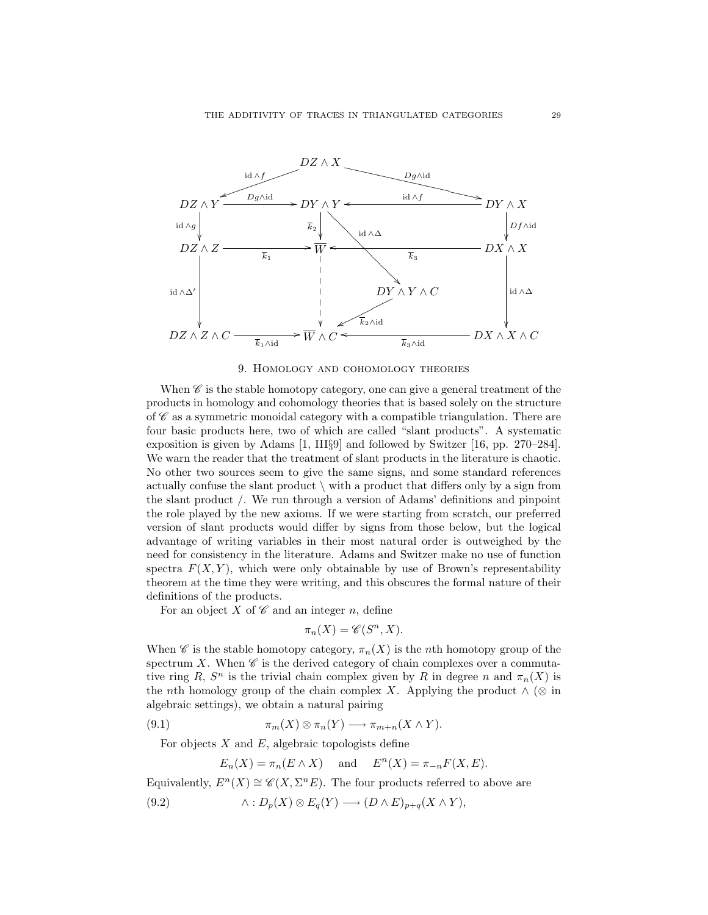$$
\begin{array}{ccccc}
 & & DZ \wedge X & & \\
 & \swarrow^{\mathrm{id}\wedge f} & & \searrow^{Dg\wedge \mathrm{id}} & \\
DZ \wedge Y & \xrightarrow{Dg\wedge \mathrm{id}} & DY \wedge Y & \xleftarrow{\mathrm{id}\wedge f} & DY \wedge X \\
\downarrow{\scriptstyle \mathrm{id}\wedge g} & & \downarrow{\scriptstyle \overline{k}_2} \quad \searrow^{\mathrm{id}\wedge \Delta} & & \downarrow{\scriptstyle Df\wedge \mathrm{id}} \\
DZ \wedge Z & \xrightarrow{\overline{k}_1} & \overline{W} & \xleftarrow{\overline{k}_3} & DX \wedge X \\
 & & & DY \wedge Y \wedge C & \\
\downarrow{\scriptstyle \mathrm{id}\wedge \Delta'} & & \vdots \quad \swarrow_{\overline{k}_2\wedge \mathrm{id}} & & \downarrow{\scriptstyle \mathrm{id}\wedge \Delta} \\
DZ \wedge Z \wedge C & \xrightarrow[\overline{k}_1\wedge \mathrm{id}]{} & \overline{W} \wedge C & \xleftarrow[\overline{k}_3\wedge \mathrm{id}]{} & DX \wedge X \wedge C
\end{array}
$$

## 9. Homology and cohomology theories

When $\mathscr{C}$ is the stable homotopy category, one can give a general treatment of the products in homology and cohomology theories that is based solely on the structure of $\mathscr{C}$ as a symmetric monoidal category with a compatible triangulation. There are four basic products here, two of which are called "slant products". A systematic exposition is given by Adams [1, III§9] and followed by Switzer [16, pp. 270–284]. We warn the reader that the treatment of slant products in the literature is chaotic. No other two sources seem to give the same signs, and some standard references actually confuse the slant product $\backslash$ with a product that differs only by a sign from the slant product $/$. We run through a version of Adams' definitions and pinpoint the role played by the new axioms. If we were starting from scratch, our preferred version of slant products would differ by signs from those below, but the logical advantage of writing variables in their most natural order is outweighed by the need for consistency in the literature. Adams and Switzer make no use of function spectra $F(X, Y)$, which were only obtainable by use of Brown's representability theorem at the time they were writing, and this obscures the formal nature of their definitions of the products.

For an object $X$ of $\mathscr{C}$ and an integer $n$, define

$$\pi_n(X) = \mathscr{C}(S^n, X).$$

When $\mathscr{C}$ is the stable homotopy category, $\pi_n(X)$ is the $n$th homotopy group of the spectrum $X$. When $\mathscr{C}$ is the derived category of chain complexes over a commutative ring $R$, $S^n$ is the trivial chain complex given by $R$ in degree $n$ and $\pi_n(X)$ is the $n$th homology group of the chain complex $X$. Applying the product $\wedge$ ($\otimes$ in algebraic settings), we obtain a natural pairing

$$\pi_m(X) \otimes \pi_n(Y) \longrightarrow \pi_{m+n}(X \wedge Y). \tag{9.1}$$

For objects $X$ and $E$, algebraic topologists define

$$E_n(X) = \pi_n(E \wedge X) \quad \text{and} \quad E^n(X) = \pi_{-n} F(X, E).$$

Equivalently, $E^n(X) \cong \mathscr{C}(X, \Sigma^n E)$. The four products referred to above are

$$\wedge : D_p(X) \otimes E_q(Y) \longrightarrow (D \wedge E)_{p+q}(X \wedge Y), \tag{9.2}$$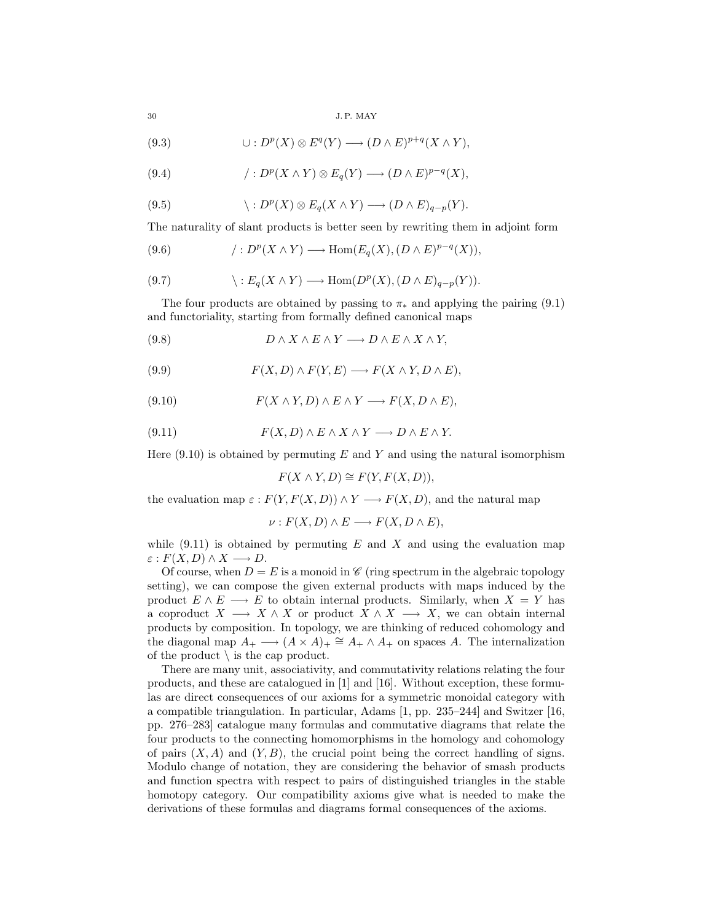$$\cup : D^p(X) \otimes E^q(Y) \longrightarrow (D \wedge E)^{p+q}(X \wedge Y), \tag{9.3}$$

$$/ : D^p(X \wedge Y) \otimes E_q(Y) \longrightarrow (D \wedge E)^{p-q}(X), \tag{9.4}$$

$$\backslash : D^p(X) \otimes E_q(X \wedge Y) \longrightarrow (D \wedge E)_{q-p}(Y). \tag{9.5}$$

The naturality of slant products is better seen by rewriting them in adjoint form

$$/ : D^p(X \wedge Y) \longrightarrow \operatorname{Hom}(E_q(X), (D \wedge E)^{p-q}(X)), \tag{9.6}$$

$$\backslash : E_q(X \wedge Y) \longrightarrow \operatorname{Hom}(D^p(X), (D \wedge E)_{q-p}(Y)). \tag{9.7}$$

The four products are obtained by passing to $\pi_*$ and applying the pairing (9.1) and functoriality, starting from formally defined canonical maps

$$D \wedge X \wedge E \wedge Y \longrightarrow D \wedge E \wedge X \wedge Y, \tag{9.8}$$

$$F(X, D) \wedge F(Y, E) \longrightarrow F(X \wedge Y, D \wedge E), \tag{9.9}$$

$$F(X \wedge Y, D) \wedge E \wedge Y \longrightarrow F(X, D \wedge E), \tag{9.10}$$

$$F(X, D) \wedge E \wedge X \wedge Y \longrightarrow D \wedge E \wedge Y. \tag{9.11}$$

Here (9.10) is obtained by permuting $E$ and $Y$ and using the natural isomorphism

$$F(X \wedge Y, D) \cong F(Y, F(X, D)),$$

the evaluation map $\varepsilon : F(Y, F(X, D)) \wedge Y \longrightarrow F(X, D)$, and the natural map

$$\nu : F(X, D) \wedge E \longrightarrow F(X, D \wedge E),$$

while (9.11) is obtained by permuting $E$ and $X$ and using the evaluation map $\varepsilon : F(X, D) \wedge X \longrightarrow D$.

Of course, when $D = E$ is a monoid in $\mathscr{C}$ (ring spectrum in the algebraic topology setting), we can compose the given external products with maps induced by the product $E \wedge E \longrightarrow E$ to obtain internal products. Similarly, when $X = Y$ has a coproduct $X \longrightarrow X \wedge X$ or product $X \wedge X \longrightarrow X$, we can obtain internal products by composition. In topology, we are thinking of reduced cohomology and the diagonal map $A_+ \longrightarrow (A \times A)_+ \cong A_+ \wedge A_+$ on spaces $A$. The internalization of the product $\backslash$ is the cap product.

There are many unit, associativity, and commutativity relations relating the four products, and these are catalogued in [1] and [16]. Without exception, these formulas are direct consequences of our axioms for a symmetric monoidal category with a compatible triangulation. In particular, Adams [1, pp. 235–244] and Switzer [16, pp. 276–283] catalogue many formulas and commutative diagrams that relate the four products to the connecting homomorphisms in the homology and cohomology of pairs $(X, A)$ and $(Y, B)$, the crucial point being the correct handling of signs. Modulo change of notation, they are considering the behavior of smash products and function spectra with respect to pairs of distinguished triangles in the stable homotopy category. Our compatibility axioms give what is needed to make the derivations of these formulas and diagrams formal consequences of the axioms.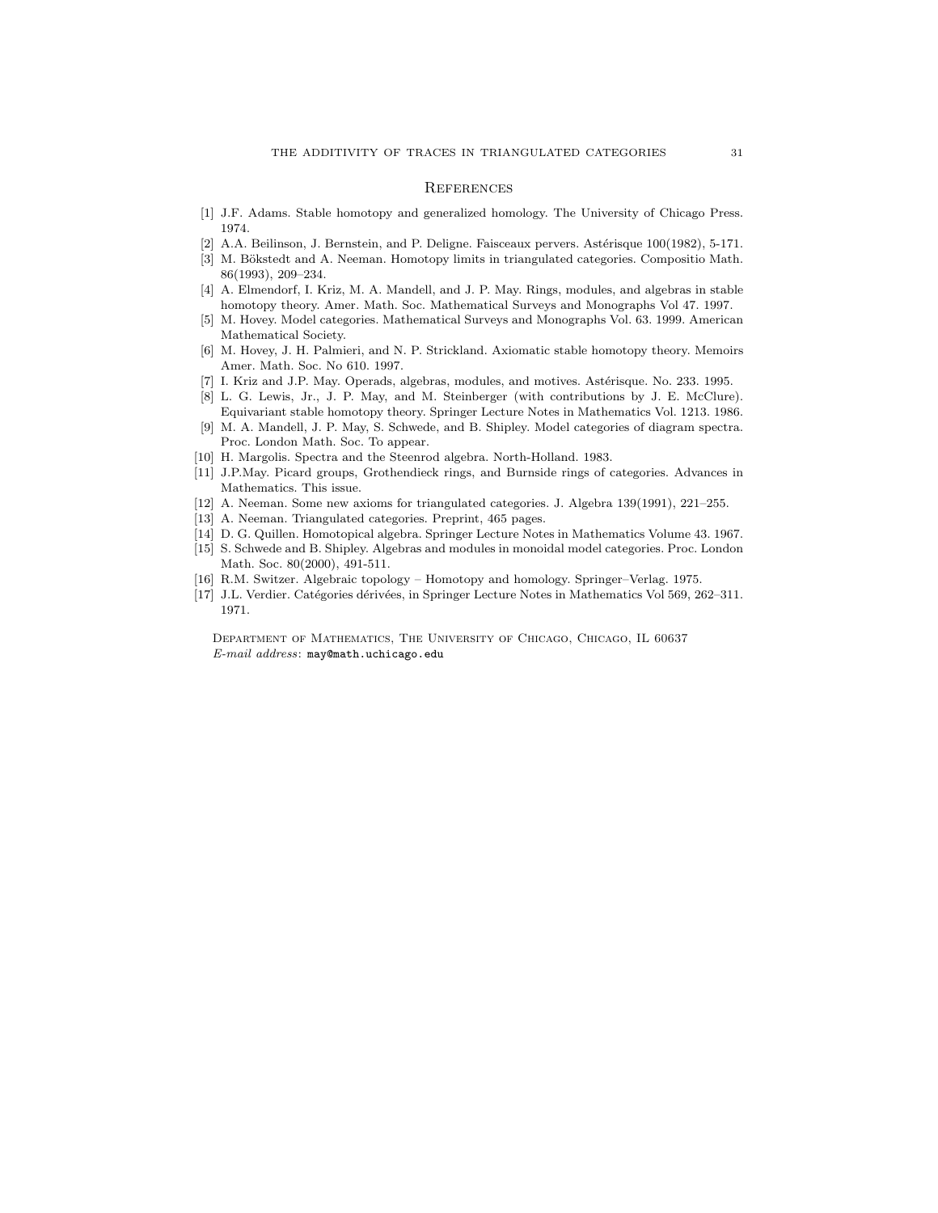## References

[1] J.F. Adams. Stable homotopy and generalized homology. The University of Chicago Press. 1974.

[2] A.A. Beilinson, J. Bernstein, and P. Deligne. Faisceaux pervers. Astérisque 100(1982), 5-171.

[3] M. Bökstedt and A. Neeman. Homotopy limits in triangulated categories. Compositio Math. 86(1993), 209–234.

[4] A. Elmendorf, I. Kriz, M. A. Mandell, and J. P. May. Rings, modules, and algebras in stable homotopy theory. Amer. Math. Soc. Mathematical Surveys and Monographs Vol 47. 1997.

[5] M. Hovey. Model categories. Mathematical Surveys and Monographs Vol. 63. 1999. American Mathematical Society.

[6] M. Hovey, J. H. Palmieri, and N. P. Strickland. Axiomatic stable homotopy theory. Memoirs Amer. Math. Soc. No 610. 1997.

[7] I. Kriz and J.P. May. Operads, algebras, modules, and motives. Astérisque. No. 233. 1995.

[8] L. G. Lewis, Jr., J. P. May, and M. Steinberger (with contributions by J. E. McClure). Equivariant stable homotopy theory. Springer Lecture Notes in Mathematics Vol. 1213. 1986.

[9] M. A. Mandell, J. P. May, S. Schwede, and B. Shipley. Model categories of diagram spectra. Proc. London Math. Soc. To appear.

[10] H. Margolis. Spectra and the Steenrod algebra. North-Holland. 1983.

[11] J.P.May. Picard groups, Grothendieck rings, and Burnside rings of categories. Advances in Mathematics. This issue.

[12] A. Neeman. Some new axioms for triangulated categories. J. Algebra 139(1991), 221–255.

[13] A. Neeman. Triangulated categories. Preprint, 465 pages.

[14] D. G. Quillen. Homotopical algebra. Springer Lecture Notes in Mathematics Volume 43. 1967.

[15] S. Schwede and B. Shipley. Algebras and modules in monoidal model categories. Proc. London Math. Soc. 80(2000), 491-511.

[16] R.M. Switzer. Algebraic topology – Homotopy and homology. Springer–Verlag. 1975.

[17] J.L. Verdier. Catégories dérivées, in Springer Lecture Notes in Mathematics Vol 569, 262–311. 1971.

Department of Mathematics, The University of Chicago, Chicago, IL 60637

*E-mail address*: may@math.uchicago.edu